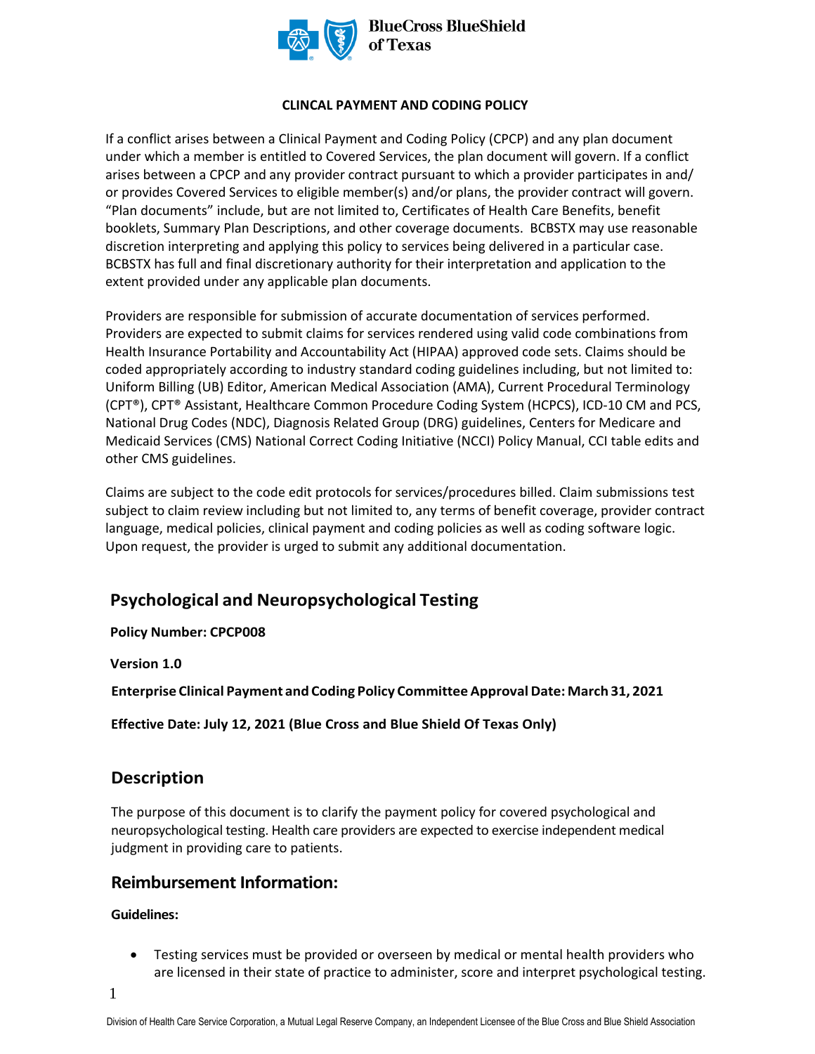BlueCross BlueShield of Texas

**CLINCAL PAYMENT AND CODING POLICY**

If a conflict arises between a Clinical Payment and Coding Policy (CPCP) and any plan document under which a member is entitled to Covered Services, the plan document will govern. If a conflict arises between a CPCP and any provider contract pursuant to which a provider participates in and/ or provides Covered Services to eligible member(s) and/or plans, the provider contract will govern. “Plan documents” include, but are not limited to, Certificates of Health Care Benefits, benefit booklets, Summary Plan Descriptions, and other coverage documents. BCBSTX may use reasonable discretion interpreting and applying this policy to services being delivered in a particular case. BCBSTX has full and final discretionary authority for their interpretation and application to the extent provided under any applicable plan documents.

Providers are responsible for submission of accurate documentation of services performed. Providers are expected to submit claims for services rendered using valid code combinations from Health Insurance Portability and Accountability Act (HIPAA) approved code sets. Claims should be coded appropriately according to industry standard coding guidelines including, but not limited to: Uniform Billing (UB) Editor, American Medical Association (AMA), Current Procedural Terminology (CPT®), CPT® Assistant, Healthcare Common Procedure Coding System (HCPCS), ICD-10 CM and PCS, National Drug Codes (NDC), Diagnosis Related Group (DRG) guidelines, Centers for Medicare and Medicaid Services (CMS) National Correct Coding Initiative (NCCI) Policy Manual, CCI table edits and other CMS guidelines.

Claims are subject to the code edit protocols for services/procedures billed. Claim submissions test subject to claim review including but not limited to, any terms of benefit coverage, provider contract language, medical policies, clinical payment and coding policies as well as coding software logic. Upon request, the provider is urged to submit any additional documentation.

## Psychological and Neuropsychological Testing

**Policy Number: CPCP008**

**Version 1.0**

**Enterprise Clinical Payment and Coding Policy Committee Approval Date: March 31, 2021**

**Effective Date: July 12, 2021 (Blue Cross and Blue Shield Of Texas Only)**

## Description

The purpose of this document is to clarify the payment policy for covered psychological and neuropsychological testing. Health care providers are expected to exercise independent medical judgment in providing care to patients.

## Reimbursement Information:

**Guidelines:**

- Testing services must be provided or overseen by medical or mental health providers who are licensed in their state of practice to administer, score and interpret psychological testing.

Division of Health Care Service Corporation, a Mutual Legal Reserve Company, an Independent Licensee of the Blue Cross and Blue Shield Association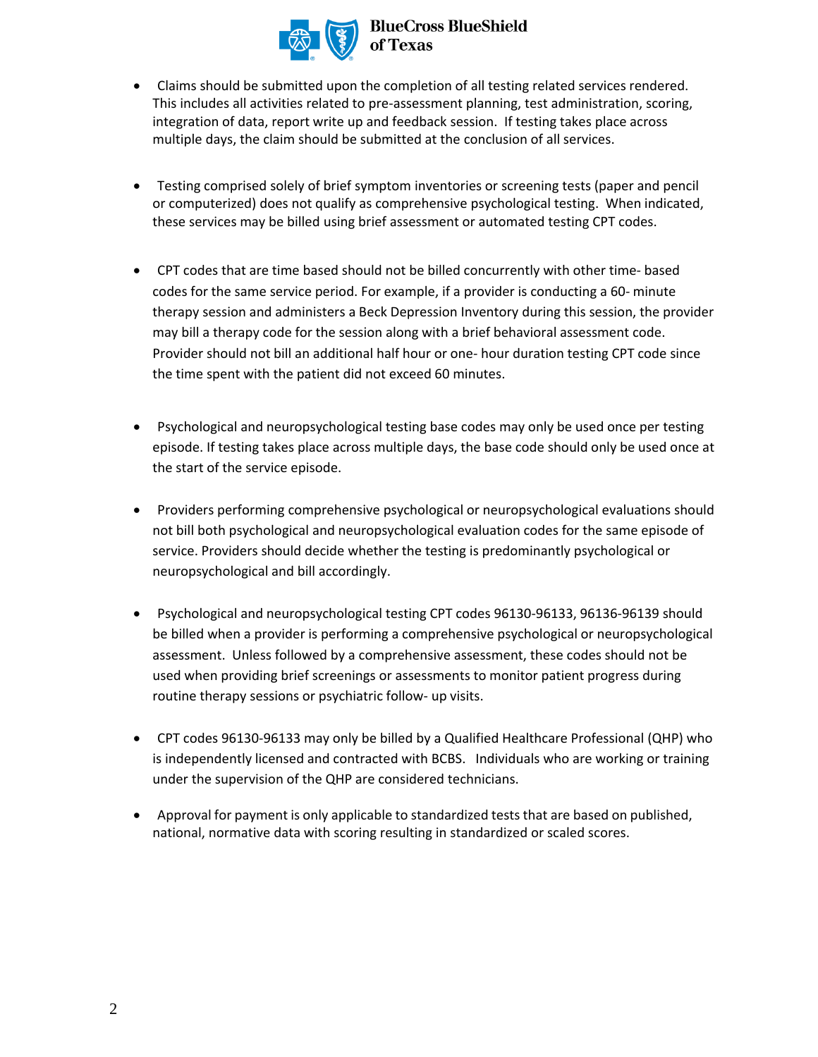- Claims should be submitted upon the completion of all testing related services rendered. This includes all activities related to pre-assessment planning, test administration, scoring, integration of data, report write up and feedback session. If testing takes place across multiple days, the claim should be submitted at the conclusion of all services.

- Testing comprised solely of brief symptom inventories or screening tests (paper and pencil or computerized) does not qualify as comprehensive psychological testing. When indicated, these services may be billed using brief assessment or automated testing CPT codes.

- CPT codes that are time based should not be billed concurrently with other time- based codes for the same service period. For example, if a provider is conducting a 60- minute therapy session and administers a Beck Depression Inventory during this session, the provider may bill a therapy code for the session along with a brief behavioral assessment code. Provider should not bill an additional half hour or one- hour duration testing CPT code since the time spent with the patient did not exceed 60 minutes.

- Psychological and neuropsychological testing base codes may only be used once per testing episode. If testing takes place across multiple days, the base code should only be used once at the start of the service episode.

- Providers performing comprehensive psychological or neuropsychological evaluations should not bill both psychological and neuropsychological evaluation codes for the same episode of service. Providers should decide whether the testing is predominantly psychological or neuropsychological and bill accordingly.

- Psychological and neuropsychological testing CPT codes 96130-96133, 96136-96139 should be billed when a provider is performing a comprehensive psychological or neuropsychological assessment. Unless followed by a comprehensive assessment, these codes should not be used when providing brief screenings or assessments to monitor patient progress during routine therapy sessions or psychiatric follow- up visits.

- CPT codes 96130-96133 may only be billed by a Qualified Healthcare Professional (QHP) who is independently licensed and contracted with BCBS. Individuals who are working or training under the supervision of the QHP are considered technicians.

- Approval for payment is only applicable to standardized tests that are based on published, national, normative data with scoring resulting in standardized or scaled scores.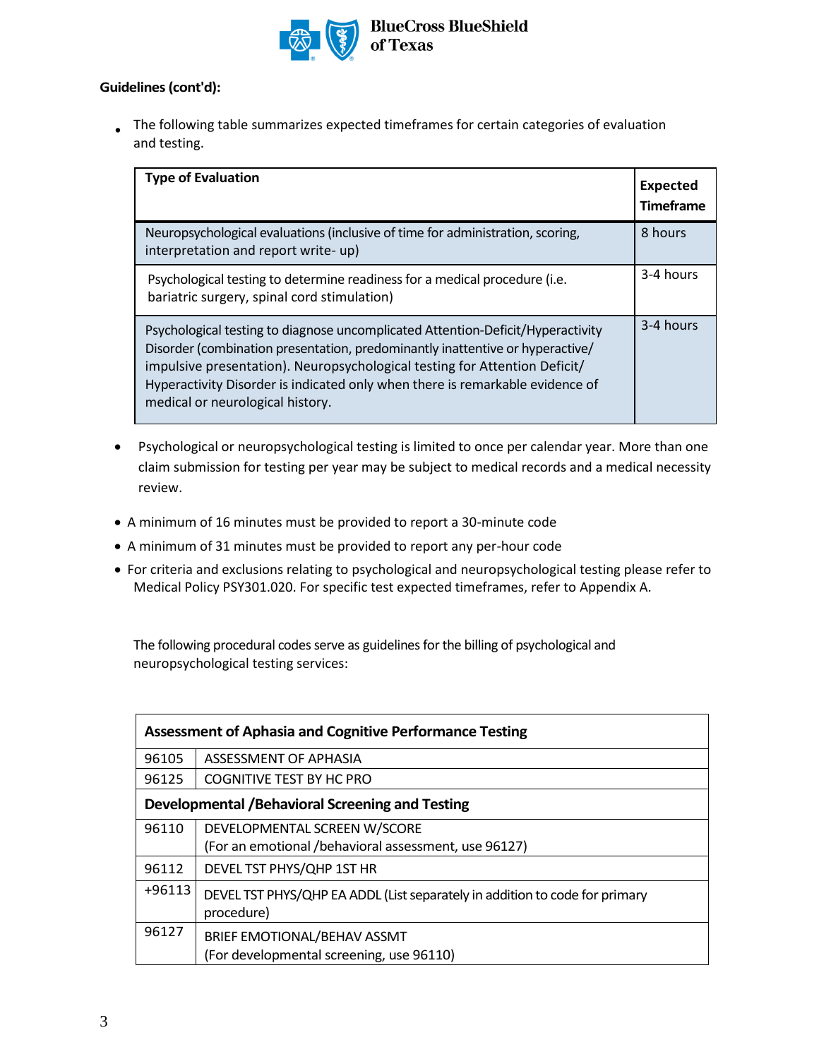**Guidelines (cont'd):**

- The following table summarizes expected timeframes for certain categories of evaluation and testing.

| Type of Evaluation | Expected Timeframe |
|---|---|
| Neuropsychological evaluations (inclusive of time for administration, scoring, interpretation and report write- up) | 8 hours |
| Psychological testing to determine readiness for a medical procedure (i.e. bariatric surgery, spinal cord stimulation) | 3-4 hours |
| Psychological testing to diagnose uncomplicated Attention-Deficit/Hyperactivity Disorder (combination presentation, predominantly inattentive or hyperactive/ impulsive presentation). Neuropsychological testing for Attention Deficit/ Hyperactivity Disorder is indicated only when there is remarkable evidence of medical or neurological history. | 3-4 hours |

- Psychological or neuropsychological testing is limited to once per calendar year. More than one claim submission for testing per year may be subject to medical records and a medical necessity review.
- A minimum of 16 minutes must be provided to report a 30-minute code
- A minimum of 31 minutes must be provided to report any per-hour code
- For criteria and exclusions relating to psychological and neuropsychological testing please refer to Medical Policy PSY301.020. For specific test expected timeframes, refer to Appendix A.

The following procedural codes serve as guidelines for the billing of psychological and neuropsychological testing services:

| **Assessment of Aphasia and Cognitive Performance Testing** | |
|---|---|
| 96105 | ASSESSMENT OF APHASIA |
| 96125 | COGNITIVE TEST BY HC PRO |
| **Developmental /Behavioral Screening and Testing** | |
| 96110 | DEVELOPMENTAL SCREEN W/SCORE<br>(For an emotional /behavioral assessment, use 96127) |
| 96112 | DEVEL TST PHYS/QHP 1ST HR |
| +96113 | DEVEL TST PHYS/QHP EA ADDL (List separately in addition to code for primary procedure) |
| 96127 | BRIEF EMOTIONAL/BEHAV ASSMT<br>(For developmental screening, use 96110) |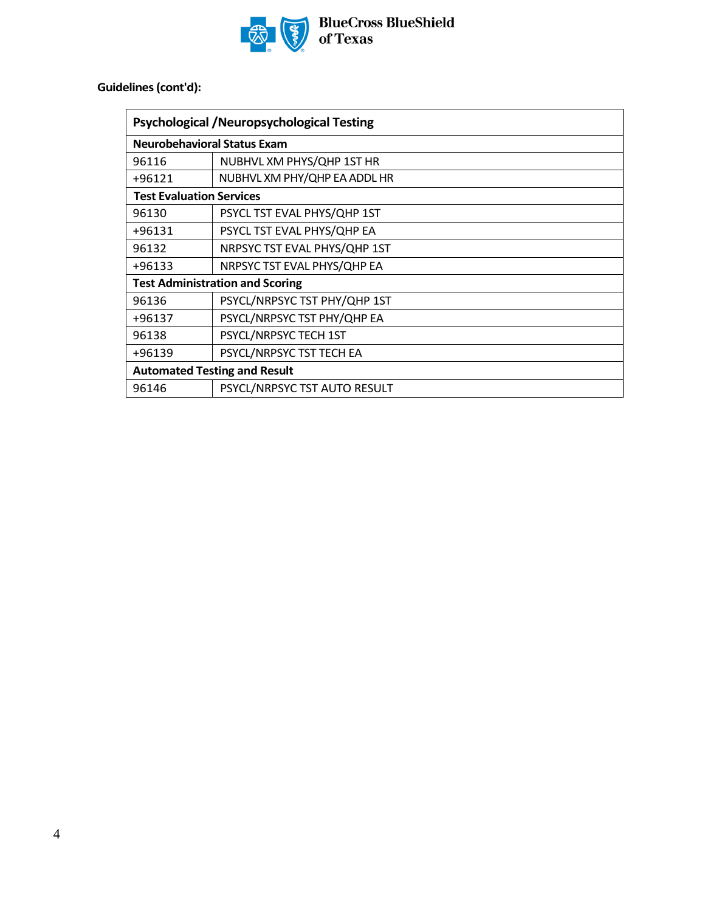**Guidelines (cont'd):**

| Psychological /Neuropsychological Testing | |
|---|---|
| **Neurobehavioral Status Exam** | |
| 96116 | NUBHVL XM PHYS/QHP 1ST HR |
| +96121 | NUBHVL XM PHY/QHP EA ADDL HR |
| **Test Evaluation Services** | |
| 96130 | PSYCL TST EVAL PHYS/QHP 1ST |
| +96131 | PSYCL TST EVAL PHYS/QHP EA |
| 96132 | NRPSYC TST EVAL PHYS/QHP 1ST |
| +96133 | NRPSYC TST EVAL PHYS/QHP EA |
| **Test Administration and Scoring** | |
| 96136 | PSYCL/NRPSYC TST PHY/QHP 1ST |
| +96137 | PSYCL/NRPSYC TST PHY/QHP EA |
| 96138 | PSYCL/NRPSYC TECH 1ST |
| +96139 | PSYCL/NRPSYC TST TECH EA |
| **Automated Testing and Result** | |
| 96146 | PSYCL/NRPSYC TST AUTO RESULT |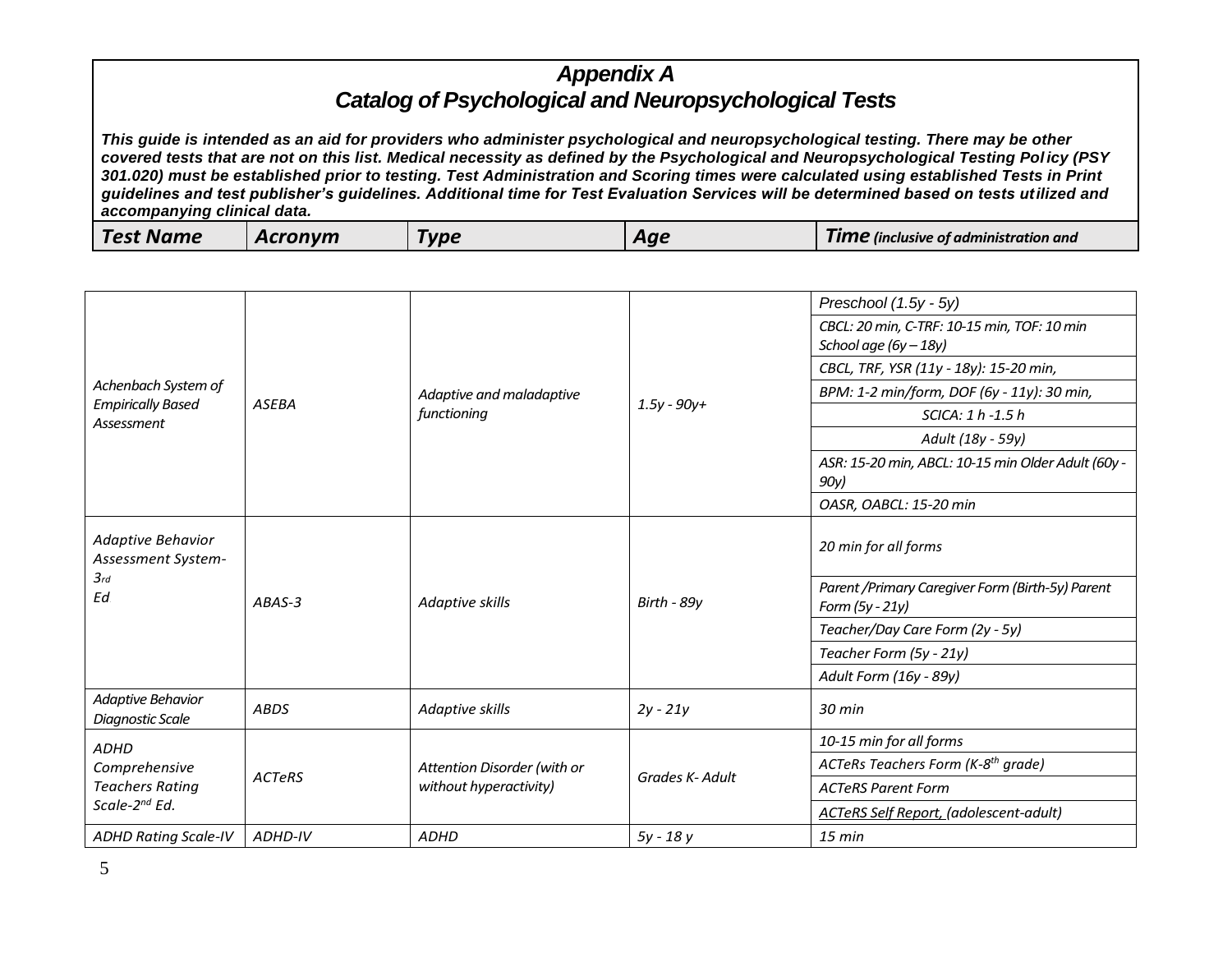# Appendix A
## Catalog of Psychological and Neuropsychological Tests

***This guide is intended as an aid for providers who administer psychological and neuropsychological testing. There may be other covered tests that are not on this list. Medical necessity as defined by the Psychological and Neuropsychological Testing Policy (PSY 301.020) must be established prior to testing. Test Administration and Scoring times were calculated using established Tests in Print guidelines and test publisher's guidelines. Additional time for Test Evaluation Services will be determined based on tests utilized and accompanying clinical data.***

| Test Name | Acronym | Type | Age | Time *(inclusive of administration and* |
|---|---|---|---|---|
| *Achenbach System of Empirically Based Assessment* | *ASEBA* | *Adaptive and maladaptive functioning* | *1.5y - 90y+* | *Preschool (1.5y - 5y)* |
| | | | | *CBCL: 20 min, C-TRF: 10-15 min, TOF: 10 min School age (6y – 18y)* |
| | | | | *CBCL, TRF, YSR (11y - 18y): 15-20 min,* |
| | | | | *BPM: 1-2 min/form, DOF (6y - 11y): 30 min,* |
| | | | | *SCICA: 1 h -1.5 h* |
| | | | | *Adult (18y - 59y)* |
| | | | | *ASR: 15-20 min, ABCL: 10-15 min Older Adult (60y - 90y)* |
| | | | | *OASR, OABCL: 15-20 min* |
| *Adaptive Behavior Assessment System-3rd Ed* | *ABAS-3* | *Adaptive skills* | *Birth - 89y* | *20 min for all forms* |
| | | | | *Parent /Primary Caregiver Form (Birth-5y) Parent Form (5y - 21y)* |
| | | | | *Teacher/Day Care Form (2y - 5y)* |
| | | | | *Teacher Form (5y - 21y)* |
| | | | | *Adult Form (16y - 89y)* |
| *Adaptive Behavior Diagnostic Scale* | *ABDS* | *Adaptive skills* | *2y - 21y* | *30 min* |
| *ADHD Comprehensive Teachers Rating Scale-2nd Ed.* | *ACTeRS* | *Attention Disorder (with or without hyperactivity)* | *Grades K- Adult* | *10-15 min for all forms* |
| | | | | *ACTeRs Teachers Form (K-8th grade)* |
| | | | | *ACTeRS Parent Form* |
| | | | | *ACTeRS Self Report, (adolescent-adult)* |
| *ADHD Rating Scale-IV* | *ADHD-IV* | *ADHD* | *5y - 18 y* | *15 min* |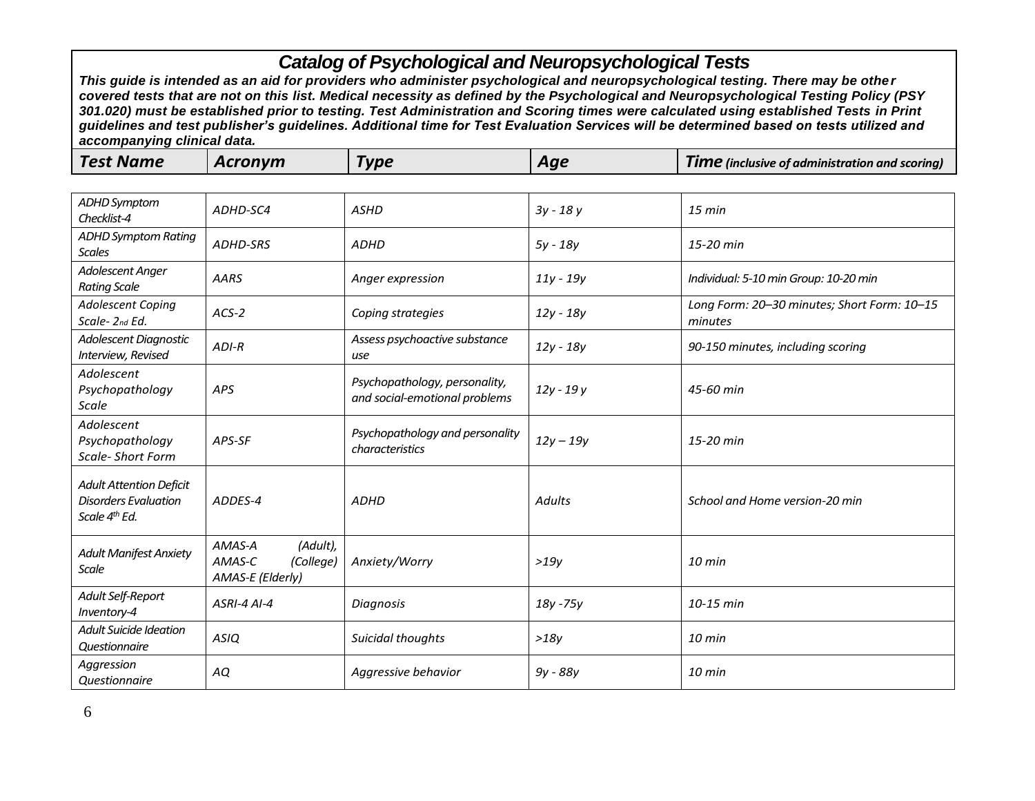# Catalog of Psychological and Neuropsychological Tests

***This guide is intended as an aid for providers who administer psychological and neuropsychological testing. There may be other covered tests that are not on this list. Medical necessity as defined by the Psychological and Neuropsychological Testing Policy (PSY 301.020) must be established prior to testing. Test Administration and Scoring times were calculated using established Tests in Print guidelines and test publisher's guidelines. Additional time for Test Evaluation Services will be determined based on tests utilized and accompanying clinical data.***

| Test Name | Acronym | Type | Age | Time (inclusive of administration and scoring) |
|---|---|---|---|---|
| ADHD Symptom Checklist-4 | ADHD-SC4 | ASHD | 3y - 18 y | 15 min |
| ADHD Symptom Rating Scales | ADHD-SRS | ADHD | 5y - 18y | 15-20 min |
| Adolescent Anger Rating Scale | AARS | Anger expression | 11y - 19y | Individual: 5-10 min Group: 10-20 min |
| Adolescent Coping Scale- 2nd Ed. | ACS-2 | Coping strategies | 12y - 18y | Long Form: 20–30 minutes; Short Form: 10–15 minutes |
| Adolescent Diagnostic Interview, Revised | ADI-R | Assess psychoactive substance use | 12y - 18y | 90-150 minutes, including scoring |
| Adolescent Psychopathology Scale | APS | Psychopathology, personality, and social-emotional problems | 12y - 19 y | 45-60 min |
| Adolescent Psychopathology Scale- Short Form | APS-SF | Psychopathology and personality characteristics | 12y – 19y | 15-20 min |
| Adult Attention Deficit Disorders Evaluation Scale 4th Ed. | ADDES-4 | ADHD | Adults | School and Home version-20 min |
| Adult Manifest Anxiety Scale | AMAS-A (Adult), AMAS-C (College) AMAS-E (Elderly) | Anxiety/Worry | >19y | 10 min |
| Adult Self-Report Inventory-4 | ASRI-4 AI-4 | Diagnosis | 18y -75y | 10-15 min |
| Adult Suicide Ideation Questionnaire | ASIQ | Suicidal thoughts | >18y | 10 min |
| Aggression Questionnaire | AQ | Aggressive behavior | 9y - 88y | 10 min |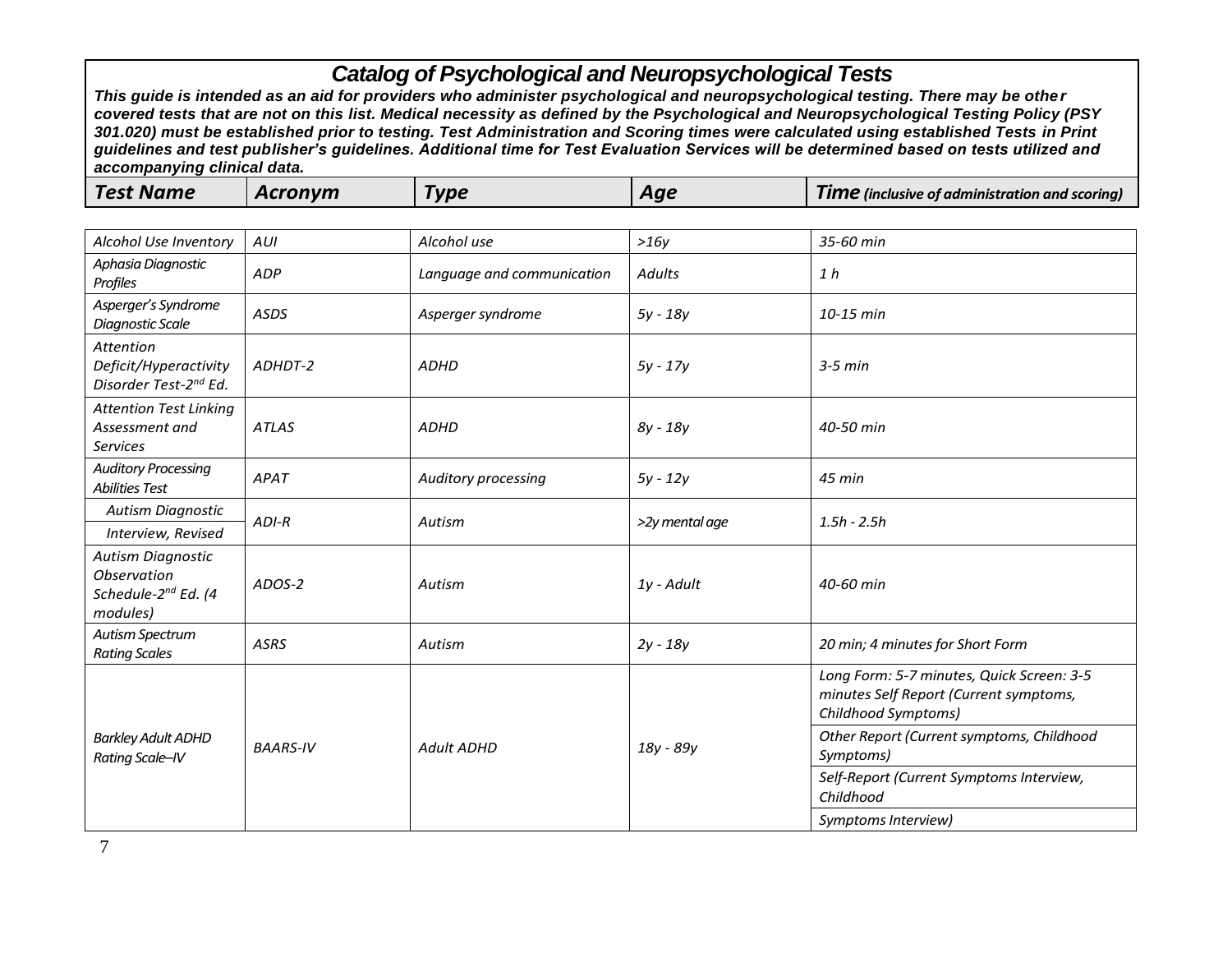# Catalog of Psychological and Neuropsychological Tests

***This guide is intended as an aid for providers who administer psychological and neuropsychological testing. There may be other covered tests that are not on this list. Medical necessity as defined by the Psychological and Neuropsychological Testing Policy (PSY 301.020) must be established prior to testing. Test Administration and Scoring times were calculated using established Tests in Print guidelines and test publisher's guidelines. Additional time for Test Evaluation Services will be determined based on tests utilized and accompanying clinical data.***

| Test Name | Acronym | Type | Age | Time *(inclusive of administration and scoring)* |
|---|---|---|---|---|
| *Alcohol Use Inventory* | *AUI* | *Alcohol use* | *>16y* | *35-60 min* |
| *Aphasia Diagnostic Profiles* | *ADP* | *Language and communication* | *Adults* | *1 h* |
| *Asperger's Syndrome Diagnostic Scale* | *ASDS* | *Asperger syndrome* | *5y - 18y* | *10-15 min* |
| *Attention Deficit/Hyperactivity Disorder Test-2nd Ed.* | *ADHDT-2* | *ADHD* | *5y - 17y* | *3-5 min* |
| *Attention Test Linking Assessment and Services* | *ATLAS* | *ADHD* | *8y - 18y* | *40-50 min* |
| *Auditory Processing Abilities Test* | *APAT* | *Auditory processing* | *5y - 12y* | *45 min* |
| *Autism Diagnostic Interview, Revised* | *ADI-R* | *Autism* | *>2y mental age* | *1.5h - 2.5h* |
| *Autism Diagnostic Observation Schedule-2nd Ed. (4 modules)* | *ADOS-2* | *Autism* | *1y - Adult* | *40-60 min* |
| *Autism Spectrum Rating Scales* | *ASRS* | *Autism* | *2y - 18y* | *20 min; 4 minutes for Short Form* |
| *Barkley Adult ADHD Rating Scale–IV* | *BAARS-IV* | *Adult ADHD* | *18y - 89y* | *Long Form: 5-7 minutes, Quick Screen: 3-5 minutes Self Report (Current symptoms, Childhood Symptoms)* |
| | | | | *Other Report (Current symptoms, Childhood Symptoms)* |
| | | | | *Self-Report (Current Symptoms Interview, Childhood* |
| | | | | *Symptoms Interview)* |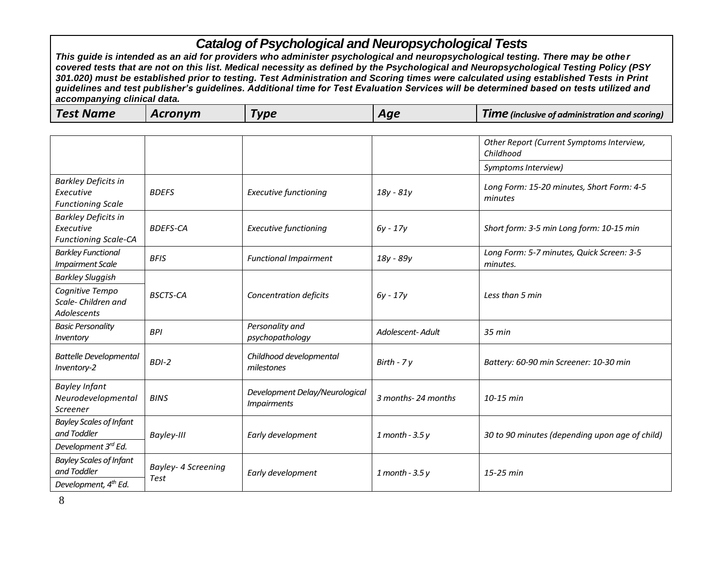# Catalog of Psychological and Neuropsychological Tests

***This guide is intended as an aid for providers who administer psychological and neuropsychological testing. There may be other covered tests that are not on this list. Medical necessity as defined by the Psychological and Neuropsychological Testing Policy (PSY 301.020) must be established prior to testing. Test Administration and Scoring times were calculated using established Tests in Print guidelines and test publisher's guidelines. Additional time for Test Evaluation Services will be determined based on tests utilized and accompanying clinical data.***

| *Test Name* | *Acronym* | *Type* | *Age* | *Time (inclusive of administration and scoring)* |
|---|---|---|---|---|
| | | | | *Other Report (Current Symptoms Interview, Childhood Symptoms Interview)* |
| *Barkley Deficits in Executive Functioning Scale* | *BDEFS* | *Executive functioning* | *18y - 81y* | *Long Form: 15-20 minutes, Short Form: 4-5 minutes* |
| *Barkley Deficits in Executive Functioning Scale-CA* | *BDEFS-CA* | *Executive functioning* | *6y - 17y* | *Short form: 3-5 min Long form: 10-15 min* |
| *Barkley Functional Impairment Scale* | *BFIS* | *Functional Impairment* | *18y - 89y* | *Long Form: 5-7 minutes, Quick Screen: 3-5 minutes.* |
| *Barkley Sluggish Cognitive Tempo Scale- Children and Adolescents* | *BSCTS-CA* | *Concentration deficits* | *6y - 17y* | *Less than 5 min* |
| *Basic Personality Inventory* | *BPI* | *Personality and psychopathology* | *Adolescent- Adult* | *35 min* |
| *Battelle Developmental Inventory-2* | *BDI-2* | *Childhood developmental milestones* | *Birth - 7 y* | *Battery: 60-90 min Screener: 10-30 min* |
| *Bayley Infant Neurodevelopmental Screener* | *BINS* | *Development Delay/Neurological Impairments* | *3 months- 24 months* | *10-15 min* |
| *Bayley Scales of Infant and Toddler Development 3rd Ed.* | *Bayley-III* | *Early development* | *1 month - 3.5 y* | *30 to 90 minutes (depending upon age of child)* |
| *Bayley Scales of Infant and Toddler Development, 4th Ed.* | *Bayley- 4 Screening Test* | *Early development* | *1 month - 3.5 y* | *15-25 min* |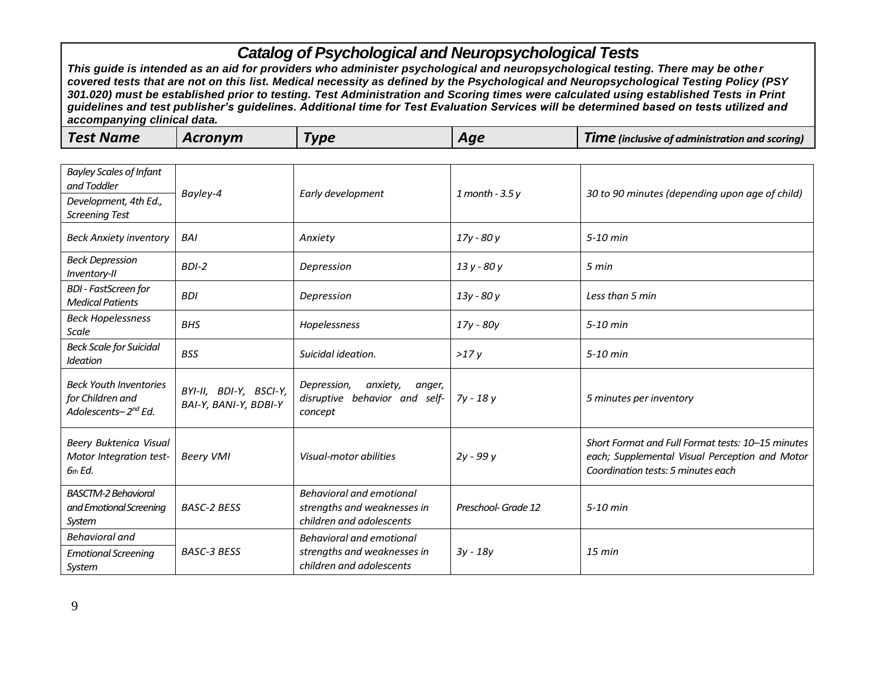# Catalog of Psychological and Neuropsychological Tests

***This guide is intended as an aid for providers who administer psychological and neuropsychological testing. There may be other covered tests that are not on this list. Medical necessity as defined by the Psychological and Neuropsychological Testing Policy (PSY 301.020) must be established prior to testing. Test Administration and Scoring times were calculated using established Tests in Print guidelines and test publisher's guidelines. Additional time for Test Evaluation Services will be determined based on tests utilized and accompanying clinical data.***

| Test Name | Acronym | Type | Age | Time (inclusive of administration and scoring) |
|---|---|---|---|---|
| *Bayley Scales of Infant and Toddler Development, 4th Ed., Screening Test* | *Bayley-4* | *Early development* | *1 month - 3.5 y* | *30 to 90 minutes (depending upon age of child)* |
| *Beck Anxiety inventory* | *BAI* | *Anxiety* | *17y - 80 y* | *5-10 min* |
| *Beck Depression Inventory-II* | *BDI-2* | *Depression* | *13 y - 80 y* | *5 min* |
| *BDI - FastScreen for Medical Patients* | *BDI* | *Depression* | *13y - 80 y* | *Less than 5 min* |
| *Beck Hopelessness Scale* | *BHS* | *Hopelessness* | *17y - 80y* | *5-10 min* |
| *Beck Scale for Suicidal Ideation* | *BSS* | *Suicidal ideation.* | *>17 y* | *5-10 min* |
| *Beck Youth Inventories for Children and Adolescents– 2nd Ed.* | *BYI-II, BDI-Y, BSCI-Y, BAI-Y, BANI-Y, BDBI-Y* | *Depression, anxiety, anger, disruptive behavior and self-concept* | *7y - 18 y* | *5 minutes per inventory* |
| *Beery Buktenica Visual Motor Integration test-6th Ed.* | *Beery VMI* | *Visual-motor abilities* | *2y - 99 y* | *Short Format and Full Format tests: 10–15 minutes each; Supplemental Visual Perception and Motor Coordination tests: 5 minutes each* |
| *BASCTM-2 Behavioral and Emotional Screening System* | *BASC-2 BESS* | *Behavioral and emotional strengths and weaknesses in children and adolescents* | *Preschool- Grade 12* | *5-10 min* |
| *Behavioral and Emotional Screening System* | *BASC-3 BESS* | *Behavioral and emotional strengths and weaknesses in children and adolescents* | *3y - 18y* | *15 min* |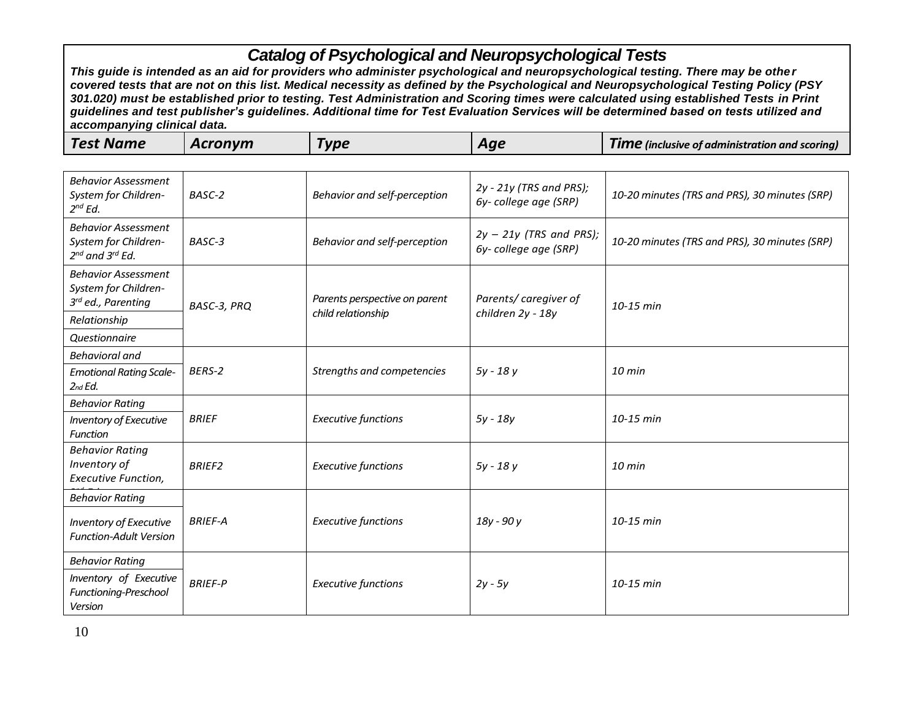# Catalog of Psychological and Neuropsychological Tests

***This guide is intended as an aid for providers who administer psychological and neuropsychological testing. There may be other covered tests that are not on this list. Medical necessity as defined by the Psychological and Neuropsychological Testing Policy (PSY 301.020) must be established prior to testing. Test Administration and Scoring times were calculated using established Tests in Print guidelines and test publisher's guidelines. Additional time for Test Evaluation Services will be determined based on tests utilized and accompanying clinical data.***

| ***Test Name*** | ***Acronym*** | ***Type*** | ***Age*** | ***Time** (inclusive of administration and scoring)* |
|---|---|---|---|---|
| *Behavior Assessment System for Children- 2nd Ed.* | *BASC-2* | *Behavior and self-perception* | *2y - 21y (TRS and PRS); 6y- college age (SRP)* | *10-20 minutes (TRS and PRS), 30 minutes (SRP)* |
| *Behavior Assessment System for Children- 2nd and 3rd Ed.* | *BASC-3* | *Behavior and self-perception* | *2y – 21y (TRS and PRS); 6y- college age (SRP)* | *10-20 minutes (TRS and PRS), 30 minutes (SRP)* |
| *Behavior Assessment System for Children- 3rd ed., Parenting Relationship Questionnaire* | *BASC-3, PRQ* | *Parents perspective on parent child relationship* | *Parents/ caregiver of children 2y - 18y* | *10-15 min* |
| *Behavioral and Emotional Rating Scale- 2nd Ed.* | *BERS-2* | *Strengths and competencies* | *5y - 18 y* | *10 min* |
| *Behavior Rating Inventory of Executive Function* | *BRIEF* | *Executive functions* | *5y - 18y* | *10-15 min* |
| *Behavior Rating Inventory of Executive Function, 2nd Ed.* | *BRIEF2* | *Executive functions* | *5y - 18 y* | *10 min* |
| *Behavior Rating Inventory of Executive Function-Adult Version* | *BRIEF-A* | *Executive functions* | *18y - 90 y* | *10-15 min* |
| *Behavior Rating Inventory of Executive Functioning-Preschool Version* | *BRIEF-P* | *Executive functions* | *2y - 5y* | *10-15 min* |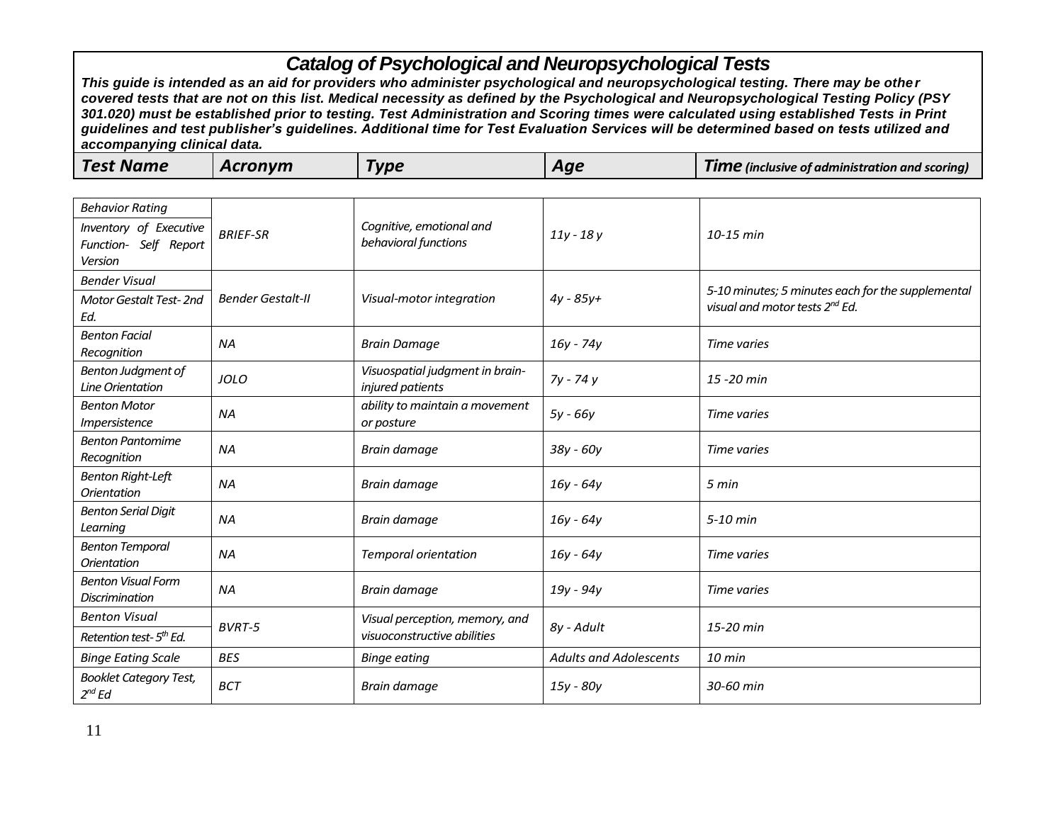# Catalog of Psychological and Neuropsychological Tests

***This guide is intended as an aid for providers who administer psychological and neuropsychological testing. There may be other covered tests that are not on this list. Medical necessity as defined by the Psychological and Neuropsychological Testing Policy (PSY 301.020) must be established prior to testing. Test Administration and Scoring times were calculated using established Tests in Print guidelines and test publisher's guidelines. Additional time for Test Evaluation Services will be determined based on tests utilized and accompanying clinical data.***

| ***Test Name*** | ***Acronym*** | ***Type*** | ***Age*** | ***Time** (inclusive of administration and scoring)* |
|---|---|---|---|---|
| *Behavior Rating Inventory of Executive Function- Self Report Version* | *BRIEF-SR* | *Cognitive, emotional and behavioral functions* | *11y - 18 y* | *10-15 min* |
| *Bender Visual Motor Gestalt Test- 2nd Ed.* | *Bender Gestalt-II* | *Visual-motor integration* | *4y - 85y+* | *5-10 minutes; 5 minutes each for the supplemental visual and motor tests 2nd Ed.* |
| *Benton Facial Recognition* | *NA* | *Brain Damage* | *16y - 74y* | *Time varies* |
| *Benton Judgment of Line Orientation* | *JOLO* | *Visuospatial judgment in brain-injured patients* | *7y - 74 y* | *15 -20 min* |
| *Benton Motor Impersistence* | *NA* | *ability to maintain a movement or posture* | *5y - 66y* | *Time varies* |
| *Benton Pantomime Recognition* | *NA* | *Brain damage* | *38y - 60y* | *Time varies* |
| *Benton Right-Left Orientation* | *NA* | *Brain damage* | *16y - 64y* | *5 min* |
| *Benton Serial Digit Learning* | *NA* | *Brain damage* | *16y - 64y* | *5-10 min* |
| *Benton Temporal Orientation* | *NA* | *Temporal orientation* | *16y - 64y* | *Time varies* |
| *Benton Visual Form Discrimination* | *NA* | *Brain damage* | *19y - 94y* | *Time varies* |
| *Benton Visual Retention test- 5th Ed.* | *BVRT-5* | *Visual perception, memory, and visuoconstructive abilities* | *8y - Adult* | *15-20 min* |
| *Binge Eating Scale* | *BES* | *Binge eating* | *Adults and Adolescents* | *10 min* |
| *Booklet Category Test, 2nd Ed* | *BCT* | *Brain damage* | *15y - 80y* | *30-60 min* |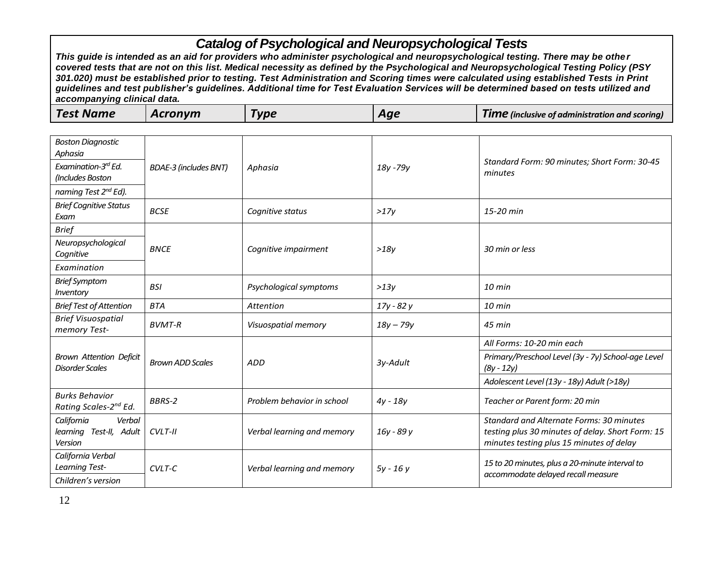# Catalog of Psychological and Neuropsychological Tests

***This guide is intended as an aid for providers who administer psychological and neuropsychological testing. There may be other covered tests that are not on this list. Medical necessity as defined by the Psychological and Neuropsychological Testing Policy (PSY 301.020) must be established prior to testing. Test Administration and Scoring times were calculated using established Tests in Print guidelines and test publisher's guidelines. Additional time for Test Evaluation Services will be determined based on tests utilized and accompanying clinical data.***

| Test Name | Acronym | Type | Age | Time *(inclusive of administration and scoring)* |
|---|---|---|---|---|
| *Boston Diagnostic Aphasia Examination-3rd Ed. (Includes Boston naming Test 2nd Ed).* | *BDAE-3 (includes BNT)* | *Aphasia* | *18y -79y* | *Standard Form: 90 minutes; Short Form: 30-45 minutes* |
| *Brief Cognitive Status Exam* | *BCSE* | *Cognitive status* | *>17y* | *15-20 min* |
| *Brief Neuropsychological Cognitive Examination* | *BNCE* | *Cognitive impairment* | *>18y* | *30 min or less* |
| *Brief Symptom Inventory* | *BSI* | *Psychological symptoms* | *>13y* | *10 min* |
| *Brief Test of Attention* | *BTA* | *Attention* | *17y - 82 y* | *10 min* |
| *Brief Visuospatial memory Test-* | *BVMT-R* | *Visuospatial memory* | *18y – 79y* | *45 min* |
| *Brown Attention Deficit Disorder Scales* | *Brown ADD Scales* | *ADD* | *3y-Adult* | *All Forms: 10-20 min each*<br>*Primary/Preschool Level (3y - 7y) School-age Level (8y - 12y)*<br>*Adolescent Level (13y - 18y) Adult (>18y)* |
| *Burks Behavior Rating Scales-2nd Ed.* | *BBRS-2* | *Problem behavior in school* | *4y - 18y* | *Teacher or Parent form: 20 min* |
| *California Verbal learning Test-II, Adult Version* | *CVLT-II* | *Verbal learning and memory* | *16y - 89 y* | *Standard and Alternate Forms: 30 minutes testing plus 30 minutes of delay. Short Form: 15 minutes testing plus 15 minutes of delay* |
| *California Verbal Learning Test-Children's version* | *CVLT-C* | *Verbal learning and memory* | *5y - 16 y* | *15 to 20 minutes, plus a 20-minute interval to accommodate delayed recall measure* |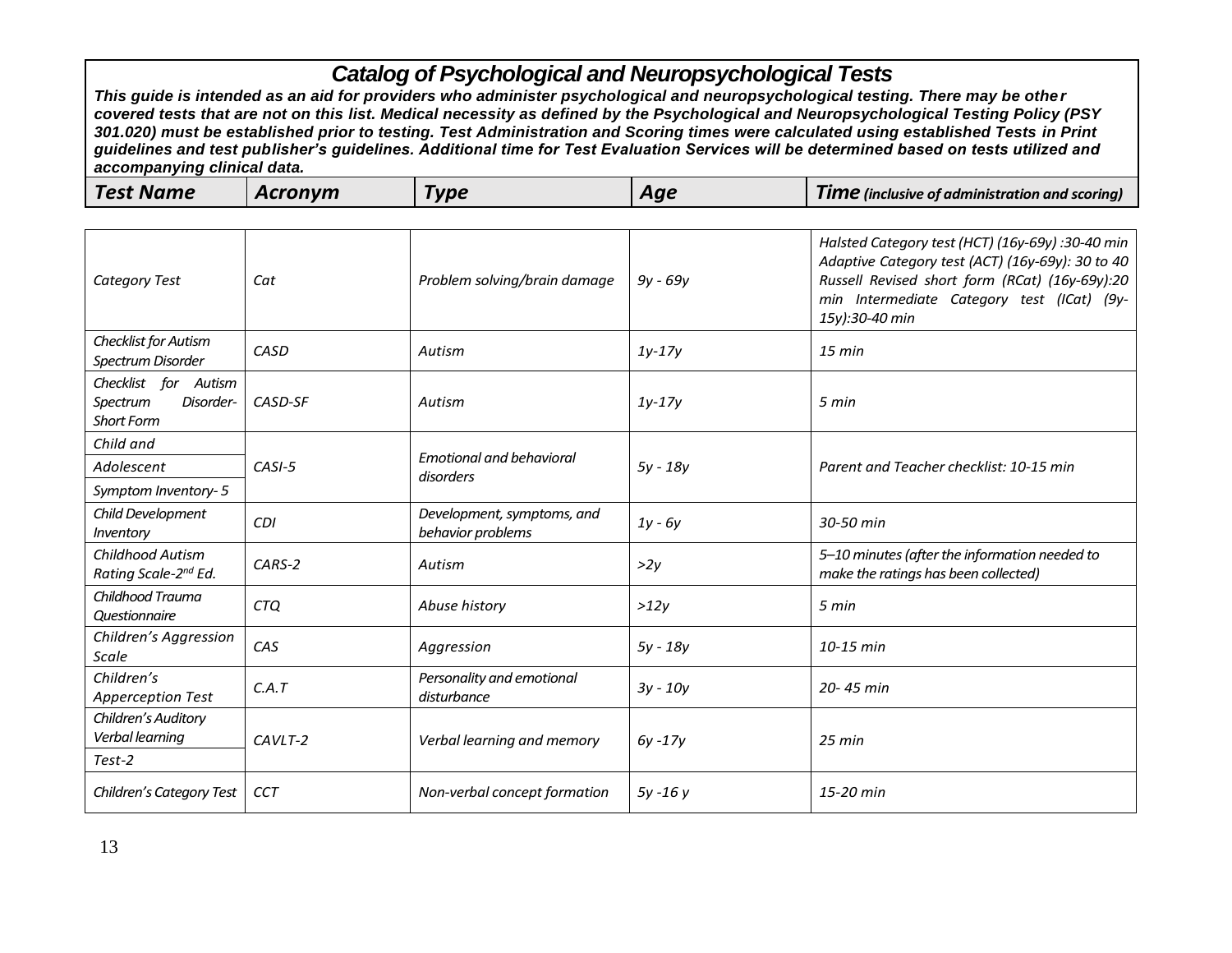# Catalog of Psychological and Neuropsychological Tests

***This guide is intended as an aid for providers who administer psychological and neuropsychological testing. There may be other covered tests that are not on this list. Medical necessity as defined by the Psychological and Neuropsychological Testing Policy (PSY 301.020) must be established prior to testing. Test Administration and Scoring times were calculated using established Tests in Print guidelines and test publisher's guidelines. Additional time for Test Evaluation Services will be determined based on tests utilized and accompanying clinical data.***

| Test Name | Acronym | Type | Age | Time (inclusive of administration and scoring) |
|---|---|---|---|---|
| *Category Test* | *Cat* | *Problem solving/brain damage* | *9y - 69y* | *Halsted Category test (HCT) (16y-69y) :30-40 min Adaptive Category test (ACT) (16y-69y): 30 to 40 Russell Revised short form (RCat) (16y-69y):20 min Intermediate Category test (ICat) (9y-15y):30-40 min* |
| *Checklist for Autism Spectrum Disorder* | *CASD* | *Autism* | *1y-17y* | *15 min* |
| *Checklist for Autism Spectrum Disorder-Short Form* | *CASD-SF* | *Autism* | *1y-17y* | *5 min* |
| *Child and Adolescent Symptom Inventory- 5* | *CASI-5* | *Emotional and behavioral disorders* | *5y - 18y* | *Parent and Teacher checklist: 10-15 min* |
| *Child Development Inventory* | *CDI* | *Development, symptoms, and behavior problems* | *1y - 6y* | *30-50 min* |
| *Childhood Autism Rating Scale-2nd Ed.* | *CARS-2* | *Autism* | *>2y* | *5–10 minutes (after the information needed to make the ratings has been collected)* |
| *Childhood Trauma Questionnaire* | *CTQ* | *Abuse history* | *>12y* | *5 min* |
| *Children's Aggression Scale* | *CAS* | *Aggression* | *5y - 18y* | *10-15 min* |
| *Children's Apperception Test* | *C.A.T* | *Personality and emotional disturbance* | *3y - 10y* | *20- 45 min* |
| *Children's Auditory Verbal learning Test-2* | *CAVLT-2* | *Verbal learning and memory* | *6y -17y* | *25 min* |
| *Children's Category Test* | *CCT* | *Non-verbal concept formation* | *5y -16 y* | *15-20 min* |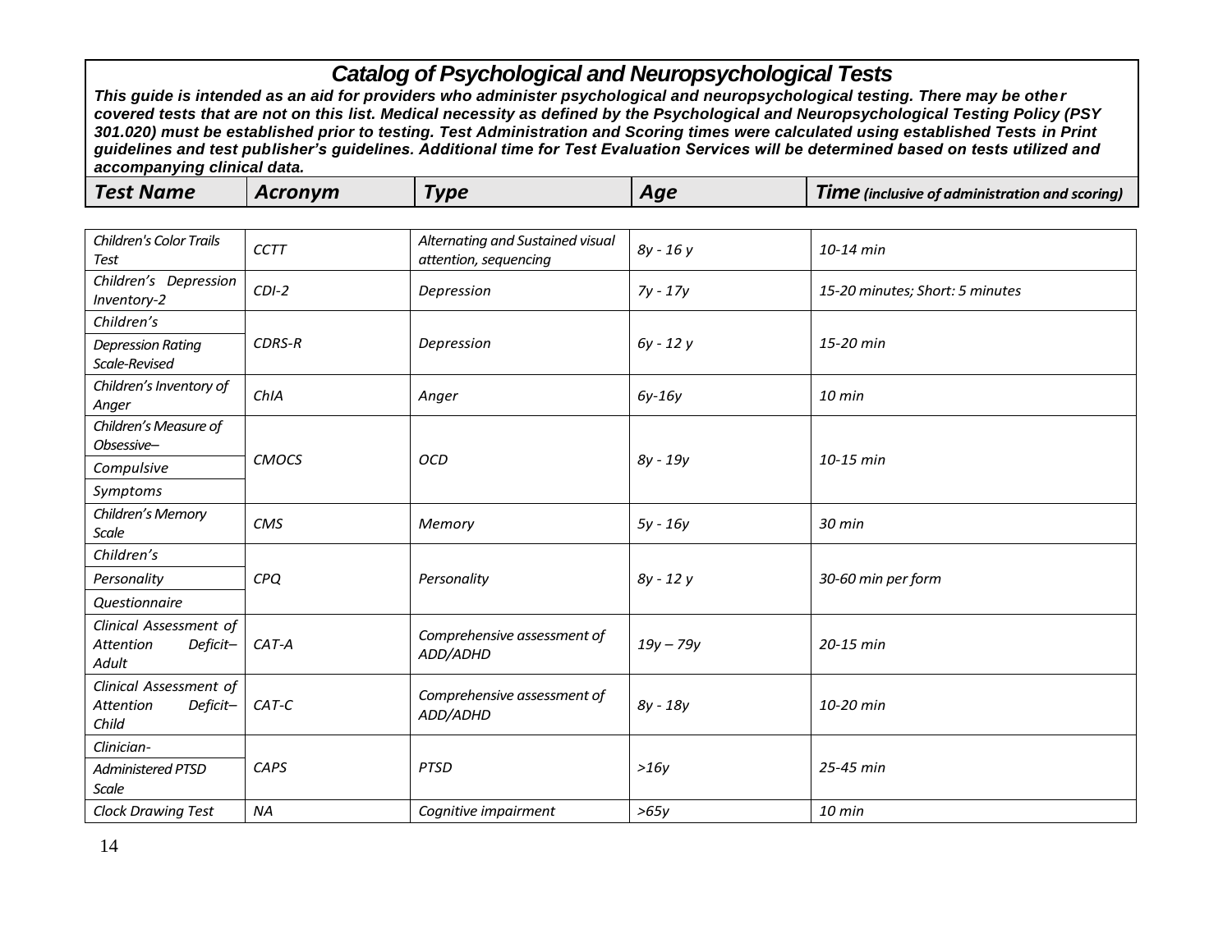## Catalog of Psychological and Neuropsychological Tests

***This guide is intended as an aid for providers who administer psychological and neuropsychological testing. There may be other covered tests that are not on this list. Medical necessity as defined by the Psychological and Neuropsychological Testing Policy (PSY 301.020) must be established prior to testing. Test Administration and Scoring times were calculated using established Tests in Print guidelines and test publisher's guidelines. Additional time for Test Evaluation Services will be determined based on tests utilized and accompanying clinical data.***

| ***Test Name*** | ***Acronym*** | ***Type*** | ***Age*** | ***Time** (inclusive of administration and scoring)* |
|---|---|---|---|---|
| *Children's Color Trails Test* | *CCTT* | *Alternating and Sustained visual attention, sequencing* | *8y - 16 y* | *10-14 min* |
| *Children's Depression Inventory-2* | *CDI-2* | *Depression* | *7y - 17y* | *15-20 minutes; Short: 5 minutes* |
| *Children's Depression Rating Scale-Revised* | *CDRS-R* | *Depression* | *6y - 12 y* | *15-20 min* |
| *Children's Inventory of Anger* | *ChIA* | *Anger* | *6y-16y* | *10 min* |
| *Children's Measure of Obsessive–Compulsive Symptoms* | *CMOCS* | *OCD* | *8y - 19y* | *10-15 min* |
| *Children's Memory Scale* | *CMS* | *Memory* | *5y - 16y* | *30 min* |
| *Children's Personality Questionnaire* | *CPQ* | *Personality* | *8y - 12 y* | *30-60 min per form* |
| *Clinical Assessment of Attention Deficit–Adult* | *CAT-A* | *Comprehensive assessment of ADD/ADHD* | *19y – 79y* | *20-15 min* |
| *Clinical Assessment of Attention Deficit–Child* | *CAT-C* | *Comprehensive assessment of ADD/ADHD* | *8y - 18y* | *10-20 min* |
| *Clinician-Administered PTSD Scale* | *CAPS* | *PTSD* | *>16y* | *25-45 min* |
| *Clock Drawing Test* | *NA* | *Cognitive impairment* | *>65y* | *10 min* |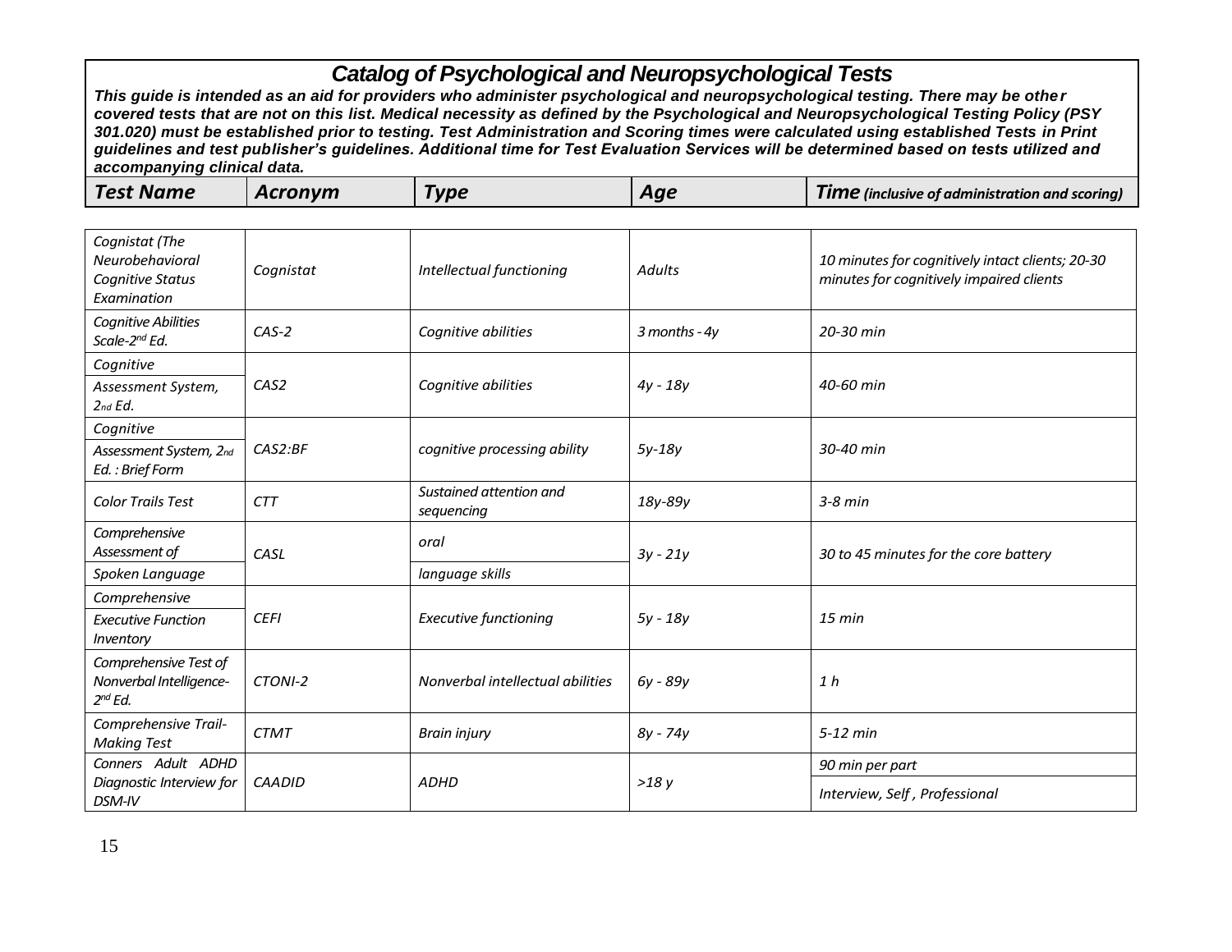# Catalog of Psychological and Neuropsychological Tests

***This guide is intended as an aid for providers who administer psychological and neuropsychological testing. There may be other covered tests that are not on this list. Medical necessity as defined by the Psychological and Neuropsychological Testing Policy (PSY 301.020) must be established prior to testing. Test Administration and Scoring times were calculated using established Tests in Print guidelines and test publisher's guidelines. Additional time for Test Evaluation Services will be determined based on tests utilized and accompanying clinical data.***

| Test Name | Acronym | Type | Age | Time *(inclusive of administration and scoring)* |
|---|---|---|---|---|
| *Cognistat (The Neurobehavioral Cognitive Status Examination* | *Cognistat* | *Intellectual functioning* | *Adults* | *10 minutes for cognitively intact clients; 20-30 minutes for cognitively impaired clients* |
| *Cognitive Abilities Scale-2nd Ed.* | *CAS-2* | *Cognitive abilities* | *3 months - 4y* | *20-30 min* |
| *Cognitive Assessment System, 2nd Ed.* | *CAS2* | *Cognitive abilities* | *4y - 18y* | *40-60 min* |
| *Cognitive Assessment System, 2nd Ed. : Brief Form* | *CAS2:BF* | *cognitive processing ability* | *5y-18y* | *30-40 min* |
| *Color Trails Test* | *CTT* | *Sustained attention and sequencing* | *18y-89y* | *3-8 min* |
| *Comprehensive Assessment of Spoken Language* | *CASL* | *oral language skills* | *3y - 21y* | *30 to 45 minutes for the core battery* |
| *Comprehensive Executive Function Inventory* | *CEFI* | *Executive functioning* | *5y - 18y* | *15 min* |
| *Comprehensive Test of Nonverbal Intelligence-2nd Ed.* | *CTONI-2* | *Nonverbal intellectual abilities* | *6y - 89y* | *1 h* |
| *Comprehensive Trail-Making Test* | *CTMT* | *Brain injury* | *8y - 74y* | *5-12 min* |
| *Conners Adult ADHD Diagnostic Interview for DSM-IV* | *CAADID* | *ADHD* | *>18 y* | *90 min per part; Interview, Self , Professional* |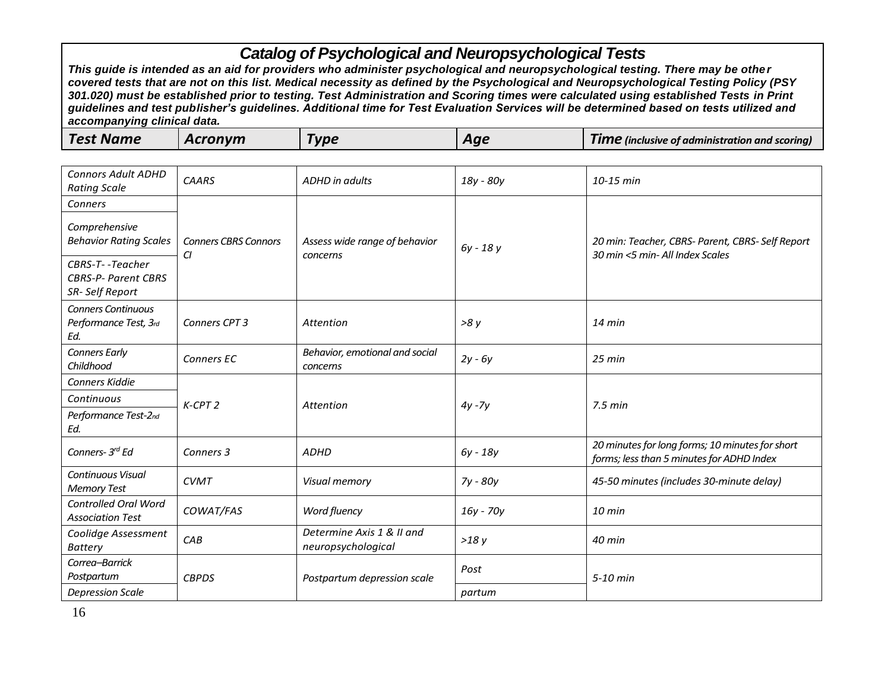# Catalog of Psychological and Neuropsychological Tests

***This guide is intended as an aid for providers who administer psychological and neuropsychological testing. There may be other covered tests that are not on this list. Medical necessity as defined by the Psychological and Neuropsychological Testing Policy (PSY 301.020) must be established prior to testing. Test Administration and Scoring times were calculated using established Tests in Print guidelines and test publisher's guidelines. Additional time for Test Evaluation Services will be determined based on tests utilized and accompanying clinical data.***

| Test Name | Acronym | Type | Age | Time *(inclusive of administration and scoring)* |
|---|---|---|---|---|
| *Connors Adult ADHD Rating Scale* | *CAARS* | *ADHD in adults* | *18y - 80y* | *10-15 min* |
| *Conners Comprehensive Behavior Rating Scales CBRS-T- -Teacher CBRS-P- Parent CBRS SR- Self Report* | *Conners CBRS Connors CI* | *Assess wide range of behavior concerns* | *6y - 18 y* | *20 min: Teacher, CBRS- Parent, CBRS- Self Report 30 min <5 min- All Index Scales* |
| *Conners Continuous Performance Test, 3rd Ed.* | *Conners CPT 3* | *Attention* | *>8 y* | *14 min* |
| *Conners Early Childhood* | *Conners EC* | *Behavior, emotional and social concerns* | *2y - 6y* | *25 min* |
| *Conners Kiddie Continuous Performance Test-2nd Ed.* | *K-CPT 2* | *Attention* | *4y -7y* | *7.5 min* |
| *Conners- 3rd Ed* | *Conners 3* | *ADHD* | *6y - 18y* | *20 minutes for long forms; 10 minutes for short forms; less than 5 minutes for ADHD Index* |
| *Continuous Visual Memory Test* | *CVMT* | *Visual memory* | *7y - 80y* | *45-50 minutes (includes 30-minute delay)* |
| *Controlled Oral Word Association Test* | *COWAT/FAS* | *Word fluency* | *16y - 70y* | *10 min* |
| *Coolidge Assessment Battery* | *CAB* | *Determine Axis 1 & II and neuropsychological* | *>18 y* | *40 min* |
| *Correa–Barrick Postpartum Depression Scale* | *CBPDS* | *Postpartum depression scale* | *Post partum* | *5-10 min* |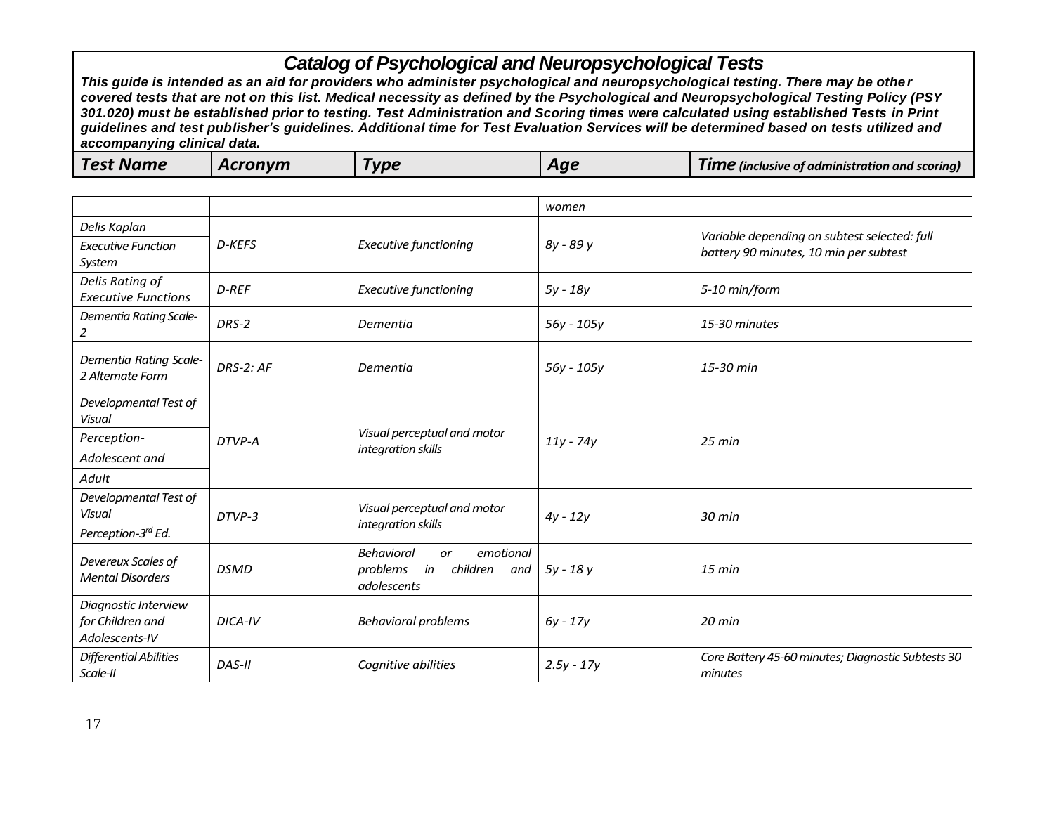# Catalog of Psychological and Neuropsychological Tests

***This guide is intended as an aid for providers who administer psychological and neuropsychological testing. There may be other covered tests that are not on this list. Medical necessity as defined by the Psychological and Neuropsychological Testing Policy (PSY 301.020) must be established prior to testing. Test Administration and Scoring times were calculated using established Tests in Print guidelines and test publisher's guidelines. Additional time for Test Evaluation Services will be determined based on tests utilized and accompanying clinical data.***

| ***Test Name*** | ***Acronym*** | ***Type*** | ***Age*** | ***Time** (inclusive of administration and scoring)* |
|---|---|---|---|---|
| | | | *women* | |
| *Delis Kaplan Executive Function System* | *D-KEFS* | *Executive functioning* | *8y - 89 y* | *Variable depending on subtest selected: full battery 90 minutes, 10 min per subtest* |
| *Delis Rating of Executive Functions* | *D-REF* | *Executive functioning* | *5y - 18y* | *5-10 min/form* |
| *Dementia Rating Scale-2* | *DRS-2* | *Dementia* | *56y - 105y* | *15-30 minutes* |
| *Dementia Rating Scale-2 Alternate Form* | *DRS-2: AF* | *Dementia* | *56y - 105y* | *15-30 min* |
| *Developmental Test of Visual Perception- Adolescent and Adult* | *DTVP-A* | *Visual perceptual and motor integration skills* | *11y - 74y* | *25 min* |
| *Developmental Test of Visual Perception-3rd Ed.* | *DTVP-3* | *Visual perceptual and motor integration skills* | *4y - 12y* | *30 min* |
| *Devereux Scales of Mental Disorders* | *DSMD* | *Behavioral or emotional problems in children and adolescents* | *5y - 18 y* | *15 min* |
| *Diagnostic Interview for Children and Adolescents-IV* | *DICA-IV* | *Behavioral problems* | *6y - 17y* | *20 min* |
| *Differential Abilities Scale-II* | *DAS-II* | *Cognitive abilities* | *2.5y - 17y* | *Core Battery 45-60 minutes; Diagnostic Subtests 30 minutes* |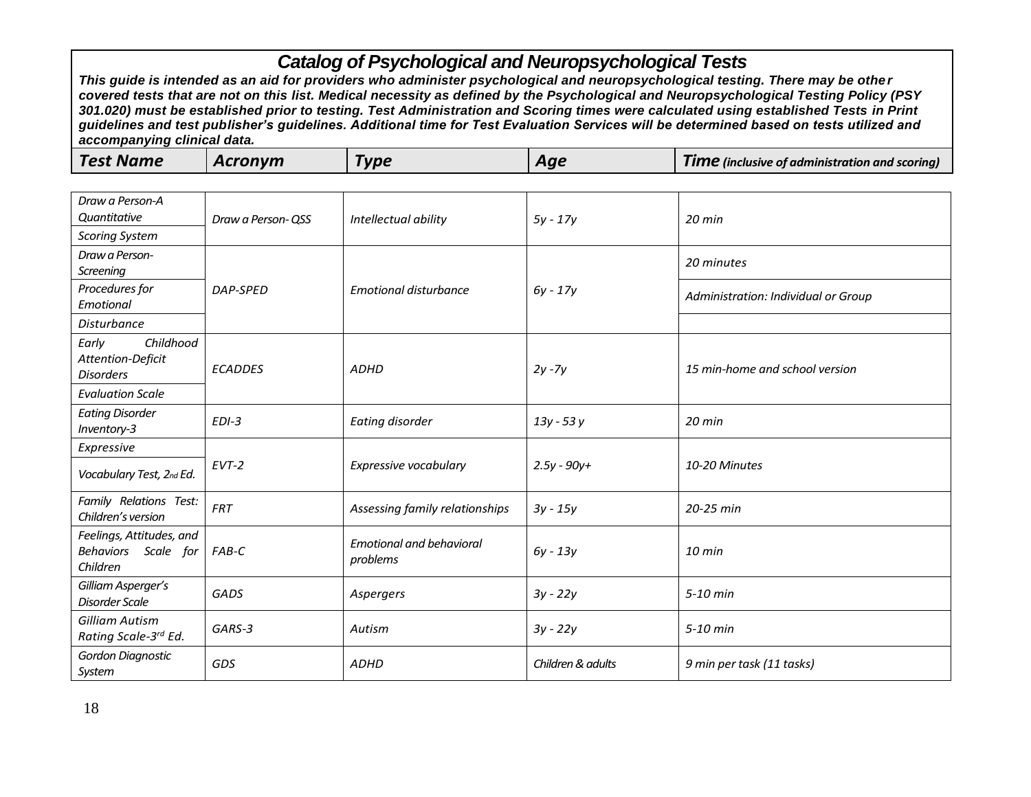# Catalog of Psychological and Neuropsychological Tests

***This guide is intended as an aid for providers who administer psychological and neuropsychological testing. There may be other covered tests that are not on this list. Medical necessity as defined by the Psychological and Neuropsychological Testing Policy (PSY 301.020) must be established prior to testing. Test Administration and Scoring times were calculated using established Tests in Print guidelines and test publisher's guidelines. Additional time for Test Evaluation Services will be determined based on tests utilized and accompanying clinical data.***

| Test Name | Acronym | Type | Age | Time (inclusive of administration and scoring) |
|---|---|---|---|---|
| *Draw a Person-A Quantitative Scoring System* | *Draw a Person- QSS* | *Intellectual ability* | *5y - 17y* | *20 min* |
| *Draw a Person-Screening Procedures for Emotional Disturbance* | *DAP-SPED* | *Emotional disturbance* | *6y - 17y* | *20 minutes*<br>*Administration: Individual or Group* |
| *Early Childhood Attention-Deficit Disorders Evaluation Scale* | *ECADDES* | *ADHD* | *2y -7y* | *15 min-home and school version* |
| *Eating Disorder Inventory-3* | *EDI-3* | *Eating disorder* | *13y - 53 y* | *20 min* |
| *Expressive Vocabulary Test, 2nd Ed.* | *EVT-2* | *Expressive vocabulary* | *2.5y - 90y+* | *10-20 Minutes* |
| *Family Relations Test: Children's version* | *FRT* | *Assessing family relationships* | *3y - 15y* | *20-25 min* |
| *Feelings, Attitudes, and Behaviors Scale for Children* | *FAB-C* | *Emotional and behavioral problems* | *6y - 13y* | *10 min* |
| *Gilliam Asperger's Disorder Scale* | *GADS* | *Aspergers* | *3y - 22y* | *5-10 min* |
| *Gilliam Autism Rating Scale-3rd Ed.* | *GARS-3* | *Autism* | *3y - 22y* | *5-10 min* |
| *Gordon Diagnostic System* | *GDS* | *ADHD* | *Children & adults* | *9 min per task (11 tasks)* |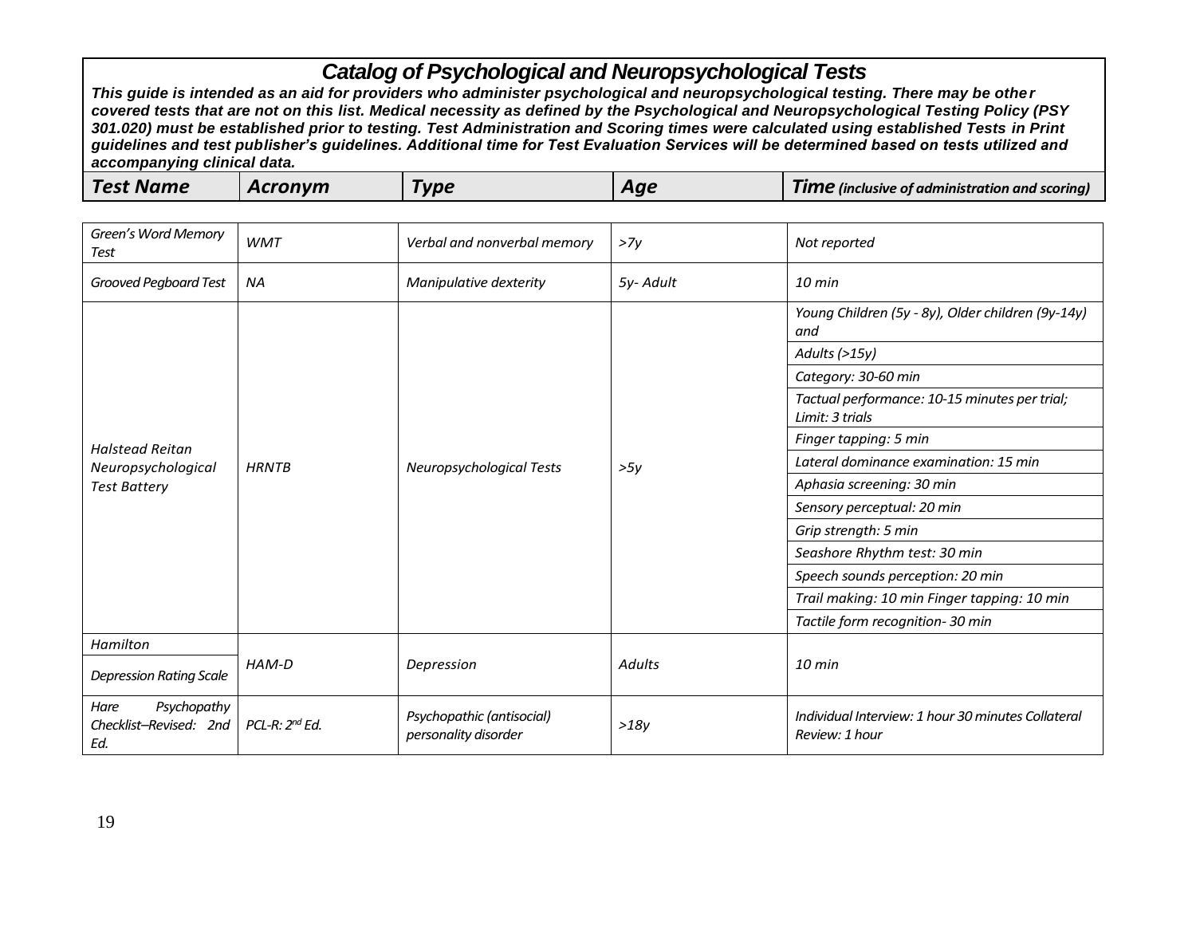# Catalog of Psychological and Neuropsychological Tests

***This guide is intended as an aid for providers who administer psychological and neuropsychological testing. There may be other covered tests that are not on this list. Medical necessity as defined by the Psychological and Neuropsychological Testing Policy (PSY 301.020) must be established prior to testing. Test Administration and Scoring times were calculated using established Tests in Print guidelines and test publisher's guidelines. Additional time for Test Evaluation Services will be determined based on tests utilized and accompanying clinical data.***

| Test Name | Acronym | Type | Age | Time *(inclusive of administration and scoring)* |
|---|---|---|---|---|
| *Green's Word Memory Test* | *WMT* | *Verbal and nonverbal memory* | *>7y* | *Not reported* |
| *Grooved Pegboard Test* | *NA* | *Manipulative dexterity* | *5y- Adult* | *10 min* |
| *Halstead Reitan Neuropsychological Test Battery* | *HRNTB* | *Neuropsychological Tests* | *>5y* | *Young Children (5y - 8y), Older children (9y-14y) and* |
| | | | | *Adults (>15y)* |
| | | | | *Category: 30-60 min* |
| | | | | *Tactual performance: 10-15 minutes per trial; Limit: 3 trials* |
| | | | | *Finger tapping: 5 min* |
| | | | | *Lateral dominance examination: 15 min* |
| | | | | *Aphasia screening: 30 min* |
| | | | | *Sensory perceptual: 20 min* |
| | | | | *Grip strength: 5 min* |
| | | | | *Seashore Rhythm test: 30 min* |
| | | | | *Speech sounds perception: 20 min* |
| | | | | *Trail making: 10 min Finger tapping: 10 min* |
| | | | | *Tactile form recognition- 30 min* |
| *Hamilton Depression Rating Scale* | *HAM-D* | *Depression* | *Adults* | *10 min* |
| *Hare Psychopathy Checklist–Revised: 2nd Ed.* | *PCL-R: 2nd Ed.* | *Psychopathic (antisocial) personality disorder* | *>18y* | *Individual Interview: 1 hour 30 minutes Collateral Review: 1 hour* |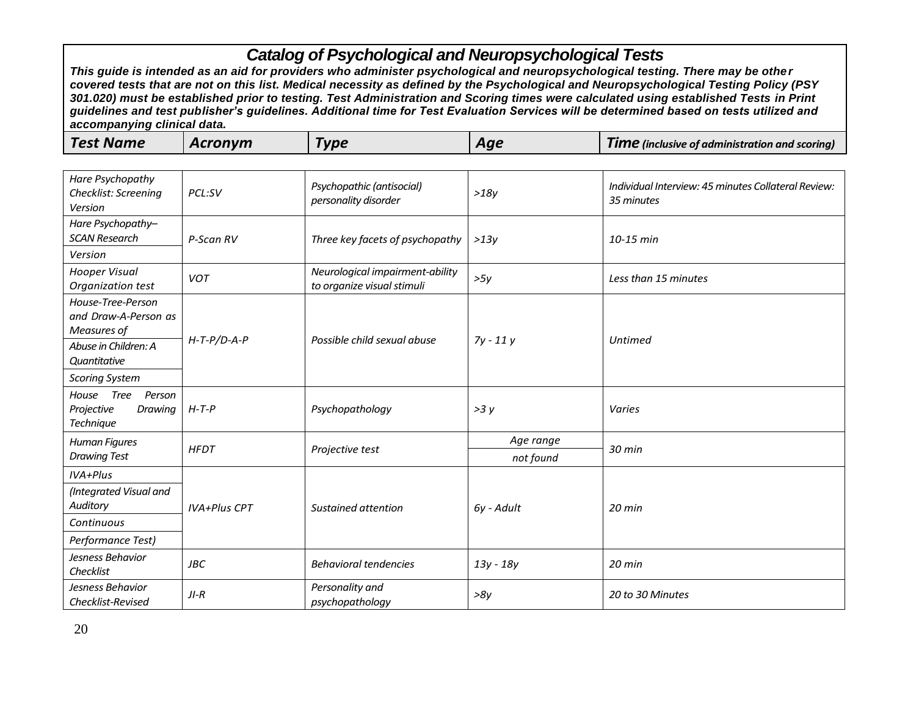# Catalog of Psychological and Neuropsychological Tests

***This guide is intended as an aid for providers who administer psychological and neuropsychological testing. There may be other covered tests that are not on this list. Medical necessity as defined by the Psychological and Neuropsychological Testing Policy (PSY 301.020) must be established prior to testing. Test Administration and Scoring times were calculated using established Tests in Print guidelines and test publisher's guidelines. Additional time for Test Evaluation Services will be determined based on tests utilized and accompanying clinical data.***

| Test Name | Acronym | Type | Age | Time *(inclusive of administration and scoring)* |
|---|---|---|---|---|
| *Hare Psychopathy Checklist: Screening Version* | *PCL:SV* | *Psychopathic (antisocial) personality disorder* | *>18y* | *Individual Interview: 45 minutes Collateral Review: 35 minutes* |
| *Hare Psychopathy–SCAN Research Version* | *P-Scan RV* | *Three key facets of psychopathy* | *>13y* | *10-15 min* |
| *Hooper Visual Organization test* | *VOT* | *Neurological impairment-ability to organize visual stimuli* | *>5y* | *Less than 15 minutes* |
| *House-Tree-Person and Draw-A-Person as Measures of Abuse in Children: A Quantitative Scoring System* | *H-T-P/D-A-P* | *Possible child sexual abuse* | *7y - 11 y* | *Untimed* |
| *House Tree Person Projective Drawing Technique* | *H-T-P* | *Psychopathology* | *>3 y* | *Varies* |
| *Human Figures Drawing Test* | *HFDT* | *Projective test* | *Age range not found* | *30 min* |
| *IVA+Plus (Integrated Visual and Auditory Continuous Performance Test)* | *IVA+Plus CPT* | *Sustained attention* | *6y - Adult* | *20 min* |
| *Jesness Behavior Checklist* | *JBC* | *Behavioral tendencies* | *13y - 18y* | *20 min* |
| *Jesness Behavior Checklist-Revised* | *JI-R* | *Personality and psychopathology* | *>8y* | *20 to 30 Minutes* |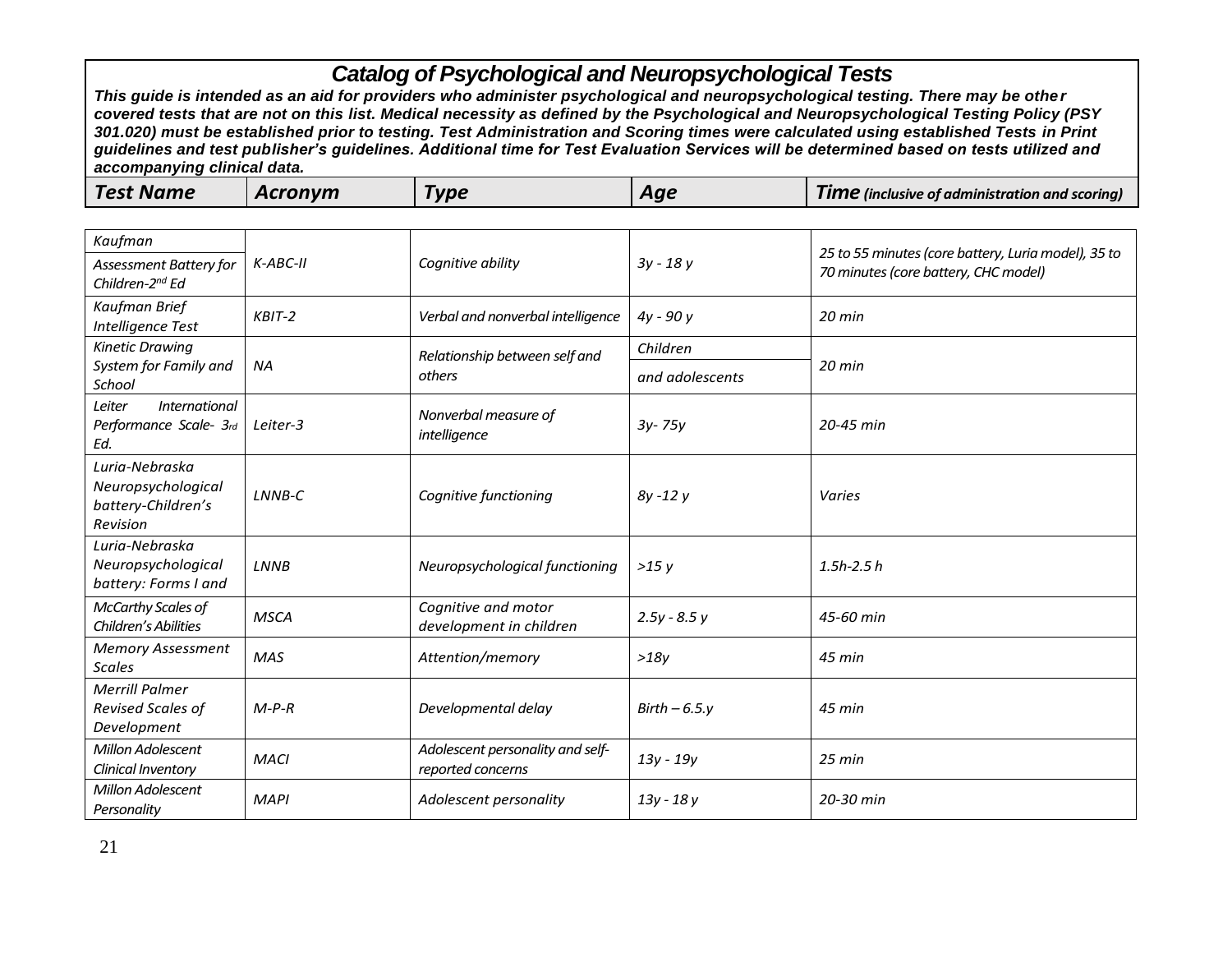# Catalog of Psychological and Neuropsychological Tests

***This guide is intended as an aid for providers who administer psychological and neuropsychological testing. There may be other covered tests that are not on this list. Medical necessity as defined by the Psychological and Neuropsychological Testing Policy (PSY 301.020) must be established prior to testing. Test Administration and Scoring times were calculated using established Tests in Print guidelines and test publisher's guidelines. Additional time for Test Evaluation Services will be determined based on tests utilized and accompanying clinical data.***

| ***Test Name*** | ***Acronym*** | ***Type*** | ***Age*** | ***Time** (inclusive of administration and scoring)* |
|---|---|---|---|---|
| *Kaufman Assessment Battery for Children-2nd Ed* | *K-ABC-II* | *Cognitive ability* | *3y - 18 y* | *25 to 55 minutes (core battery, Luria model), 35 to 70 minutes (core battery, CHC model)* |
| *Kaufman Brief Intelligence Test* | *KBIT-2* | *Verbal and nonverbal intelligence* | *4y - 90 y* | *20 min* |
| *Kinetic Drawing System for Family and School* | *NA* | *Relationship between self and others* | *Children and adolescents* | *20 min* |
| *Leiter International Performance Scale- 3rd Ed.* | *Leiter-3* | *Nonverbal measure of intelligence* | *3y- 75y* | *20-45 min* |
| *Luria-Nebraska Neuropsychological battery-Children's Revision* | *LNNB-C* | *Cognitive functioning* | *8y -12 y* | *Varies* |
| *Luria-Nebraska Neuropsychological battery: Forms I and* | *LNNB* | *Neuropsychological functioning* | *>15 y* | *1.5h-2.5 h* |
| *McCarthy Scales of Children's Abilities* | *MSCA* | *Cognitive and motor development in children* | *2.5y - 8.5 y* | *45-60 min* |
| *Memory Assessment Scales* | *MAS* | *Attention/memory* | *>18y* | *45 min* |
| *Merrill Palmer Revised Scales of Development* | *M-P-R* | *Developmental delay* | *Birth – 6.5.y* | *45 min* |
| *Millon Adolescent Clinical Inventory* | *MACI* | *Adolescent personality and self-reported concerns* | *13y - 19y* | *25 min* |
| *Millon Adolescent Personality* | *MAPI* | *Adolescent personality* | *13y - 18 y* | *20-30 min* |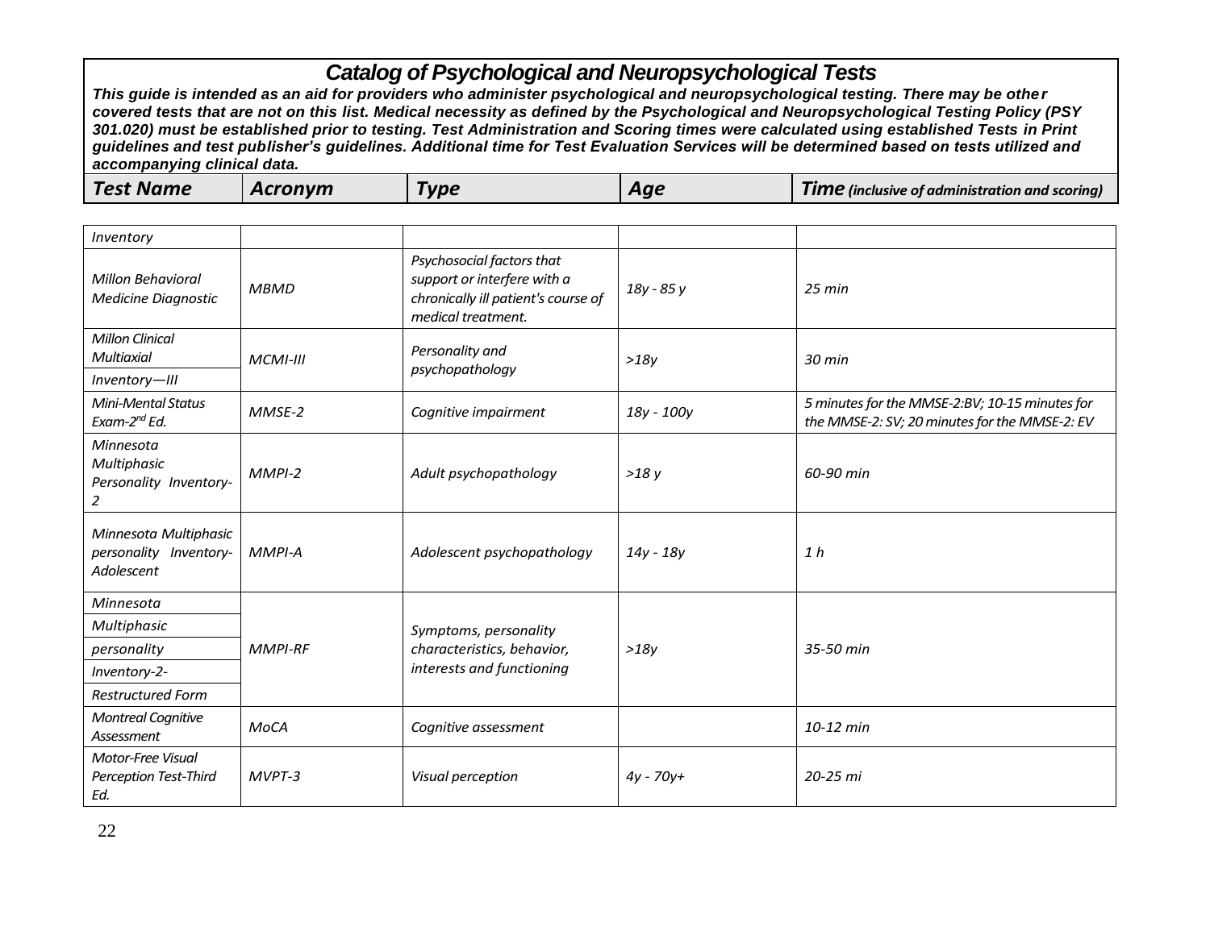# *Catalog of Psychological and Neuropsychological Tests*

***This guide is intended as an aid for providers who administer psychological and neuropsychological testing. There may be other covered tests that are not on this list. Medical necessity as defined by the Psychological and Neuropsychological Testing Policy (PSY 301.020) must be established prior to testing. Test Administration and Scoring times were calculated using established Tests in Print guidelines and test publisher's guidelines. Additional time for Test Evaluation Services will be determined based on tests utilized and accompanying clinical data.***

| *Test Name* | *Acronym* | *Type* | *Age* | *Time (inclusive of administration and scoring)* |
|---|---|---|---|---|
| *Inventory* | | | | |
| *Millon Behavioral Medicine Diagnostic* | *MBMD* | *Psychosocial factors that support or interfere with a chronically ill patient's course of medical treatment.* | *18y - 85 y* | *25 min* |
| *Millon Clinical Multiaxial Inventory—III* | *MCMI-III* | *Personality and psychopathology* | *>18y* | *30 min* |
| *Mini-Mental Status Exam-2nd Ed.* | *MMSE-2* | *Cognitive impairment* | *18y - 100y* | *5 minutes for the MMSE-2:BV; 10-15 minutes for the MMSE-2: SV; 20 minutes for the MMSE-2: EV* |
| *Minnesota Multiphasic Personality Inventory-2* | *MMPI-2* | *Adult psychopathology* | *>18 y* | *60-90 min* |
| *Minnesota Multiphasic personality Inventory-Adolescent* | *MMPI-A* | *Adolescent psychopathology* | *14y - 18y* | *1 h* |
| *Minnesota Multiphasic personality Inventory-2-Restructured Form* | *MMPI-RF* | *Symptoms, personality characteristics, behavior, interests and functioning* | *>18y* | *35-50 min* |
| *Montreal Cognitive Assessment* | *MoCA* | *Cognitive assessment* | | *10-12 min* |
| *Motor-Free Visual Perception Test-Third Ed.* | *MVPT-3* | *Visual perception* | *4y - 70y+* | *20-25 mi* |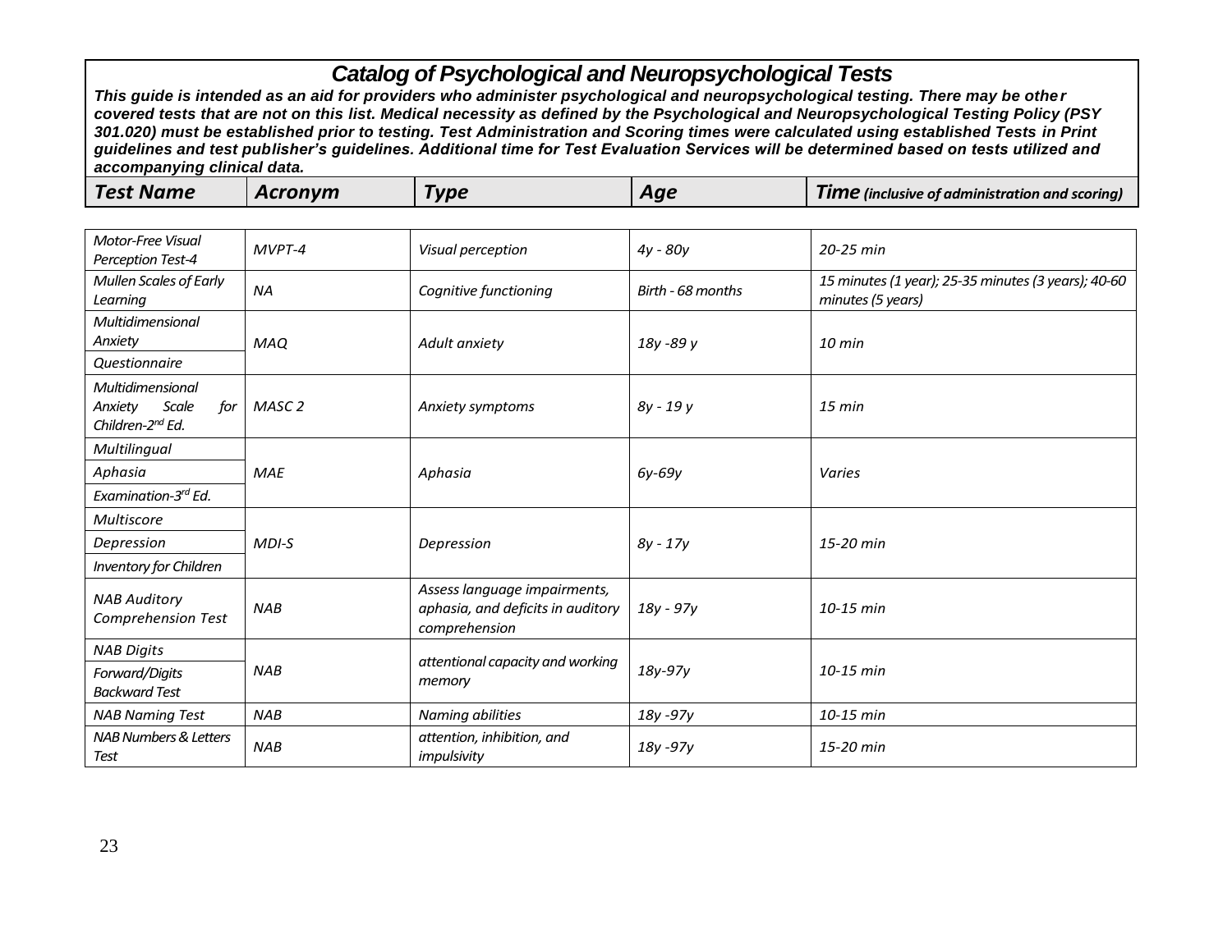## *Catalog of Psychological and Neuropsychological Tests*

***This guide is intended as an aid for providers who administer psychological and neuropsychological testing. There may be other covered tests that are not on this list. Medical necessity as defined by the Psychological and Neuropsychological Testing Policy (PSY 301.020) must be established prior to testing. Test Administration and Scoring times were calculated using established Tests in Print guidelines and test publisher's guidelines. Additional time for Test Evaluation Services will be determined based on tests utilized and accompanying clinical data.***

| Test Name | Acronym | Type | Age | Time *(inclusive of administration and scoring)* |
|---|---|---|---|---|
| *Motor-Free Visual Perception Test-4* | *MVPT-4* | *Visual perception* | *4y - 80y* | *20-25 min* |
| *Mullen Scales of Early Learning* | *NA* | *Cognitive functioning* | *Birth - 68 months* | *15 minutes (1 year); 25-35 minutes (3 years); 40-60 minutes (5 years)* |
| *Multidimensional Anxiety Questionnaire* | *MAQ* | *Adult anxiety* | *18y -89 y* | *10 min* |
| *Multidimensional Anxiety Scale for Children-2nd Ed.* | *MASC 2* | *Anxiety symptoms* | *8y - 19 y* | *15 min* |
| *Multilingual Aphasia Examination-3rd Ed.* | *MAE* | *Aphasia* | *6y-69y* | *Varies* |
| *Multiscore Depression Inventory for Children* | *MDI-S* | *Depression* | *8y - 17y* | *15-20 min* |
| *NAB Auditory Comprehension Test* | *NAB* | *Assess language impairments, aphasia, and deficits in auditory comprehension* | *18y - 97y* | *10-15 min* |
| *NAB Digits Forward/Digits Backward Test* | *NAB* | *attentional capacity and working memory* | *18y-97y* | *10-15 min* |
| *NAB Naming Test* | *NAB* | *Naming abilities* | *18y -97y* | *10-15 min* |
| *NAB Numbers & Letters Test* | *NAB* | *attention, inhibition, and impulsivity* | *18y -97y* | *15-20 min* |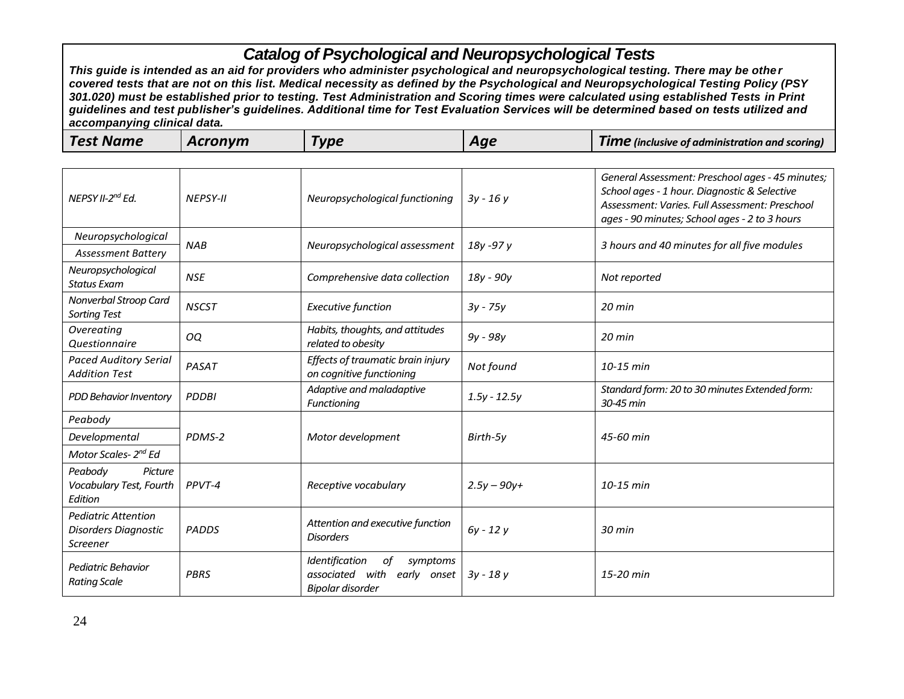# Catalog of Psychological and Neuropsychological Tests

***This guide is intended as an aid for providers who administer psychological and neuropsychological testing. There may be other covered tests that are not on this list. Medical necessity as defined by the Psychological and Neuropsychological Testing Policy (PSY 301.020) must be established prior to testing. Test Administration and Scoring times were calculated using established Tests in Print guidelines and test publisher's guidelines. Additional time for Test Evaluation Services will be determined based on tests utilized and accompanying clinical data.***

| Test Name | Acronym | Type | Age | Time (inclusive of administration and scoring) |
|---|---|---|---|---|
| *NEPSY II-2nd Ed.* | *NEPSY-II* | *Neuropsychological functioning* | *3y - 16 y* | *General Assessment: Preschool ages - 45 minutes; School ages - 1 hour. Diagnostic & Selective Assessment: Varies. Full Assessment: Preschool ages - 90 minutes; School ages - 2 to 3 hours* |
| *Neuropsychological Assessment Battery* | *NAB* | *Neuropsychological assessment* | *18y -97 y* | *3 hours and 40 minutes for all five modules* |
| *Neuropsychological Status Exam* | *NSE* | *Comprehensive data collection* | *18y - 90y* | *Not reported* |
| *Nonverbal Stroop Card Sorting Test* | *NSCST* | *Executive function* | *3y - 75y* | *20 min* |
| *Overeating Questionnaire* | *OQ* | *Habits, thoughts, and attitudes related to obesity* | *9y - 98y* | *20 min* |
| *Paced Auditory Serial Addition Test* | *PASAT* | *Effects of traumatic brain injury on cognitive functioning* | *Not found* | *10-15 min* |
| *PDD Behavior Inventory* | *PDDBI* | *Adaptive and maladaptive Functioning* | *1.5y - 12.5y* | *Standard form: 20 to 30 minutes Extended form: 30-45 min* |
| *Peabody Developmental Motor Scales- 2nd Ed* | *PDMS-2* | *Motor development* | *Birth-5y* | *45-60 min* |
| *Peabody Picture Vocabulary Test, Fourth Edition* | *PPVT-4* | *Receptive vocabulary* | *2.5y – 90y+* | *10-15 min* |
| *Pediatric Attention Disorders Diagnostic Screener* | *PADDS* | *Attention and executive function Disorders* | *6y - 12 y* | *30 min* |
| *Pediatric Behavior Rating Scale* | *PBRS* | *Identification of symptoms associated with early onset Bipolar disorder* | *3y - 18 y* | *15-20 min* |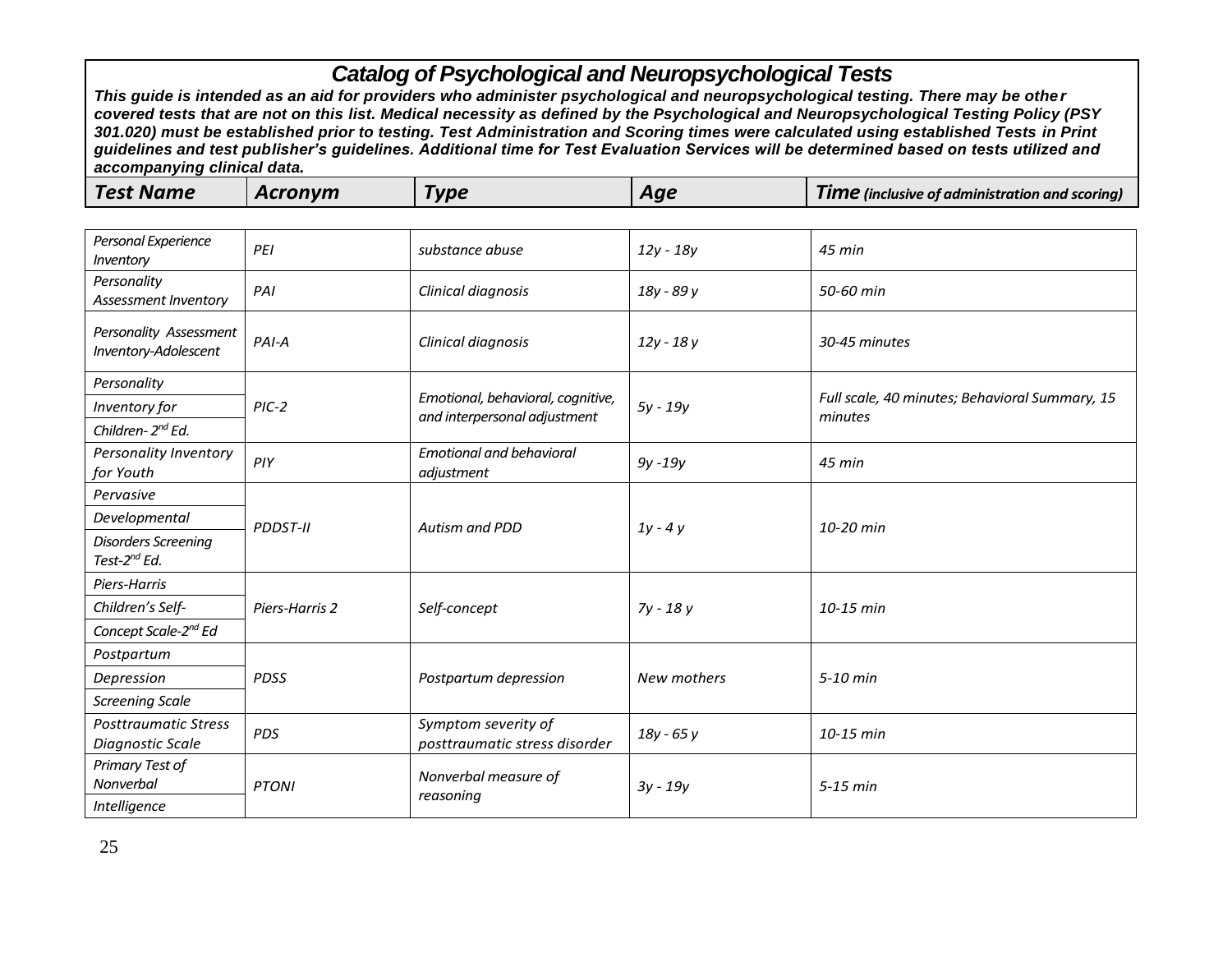# Catalog of Psychological and Neuropsychological Tests

***This guide is intended as an aid for providers who administer psychological and neuropsychological testing. There may be other covered tests that are not on this list. Medical necessity as defined by the Psychological and Neuropsychological Testing Policy (PSY 301.020) must be established prior to testing. Test Administration and Scoring times were calculated using established Tests in Print guidelines and test publisher's guidelines. Additional time for Test Evaluation Services will be determined based on tests utilized and accompanying clinical data.***

| Test Name | Acronym | Type | Age | Time (inclusive of administration and scoring) |
|---|---|---|---|---|
| *Personal Experience Inventory* | *PEI* | *substance abuse* | *12y - 18y* | *45 min* |
| *Personality Assessment Inventory* | *PAI* | *Clinical diagnosis* | *18y - 89 y* | *50-60 min* |
| *Personality Assessment Inventory-Adolescent* | *PAI-A* | *Clinical diagnosis* | *12y - 18 y* | *30-45 minutes* |
| *Personality Inventory for Children- 2nd Ed.* | *PIC-2* | *Emotional, behavioral, cognitive, and interpersonal adjustment* | *5y - 19y* | *Full scale, 40 minutes; Behavioral Summary, 15 minutes* |
| *Personality Inventory for Youth* | *PIY* | *Emotional and behavioral adjustment* | *9y -19y* | *45 min* |
| *Pervasive Developmental Disorders Screening Test-2nd Ed.* | *PDDST-II* | *Autism and PDD* | *1y - 4 y* | *10-20 min* |
| *Piers-Harris Children's Self-Concept Scale-2nd Ed* | *Piers-Harris 2* | *Self-concept* | *7y - 18 y* | *10-15 min* |
| *Postpartum Depression Screening Scale* | *PDSS* | *Postpartum depression* | *New mothers* | *5-10 min* |
| *Posttraumatic Stress Diagnostic Scale* | *PDS* | *Symptom severity of posttraumatic stress disorder* | *18y - 65 y* | *10-15 min* |
| *Primary Test of Nonverbal Intelligence* | *PTONI* | *Nonverbal measure of reasoning* | *3y - 19y* | *5-15 min* |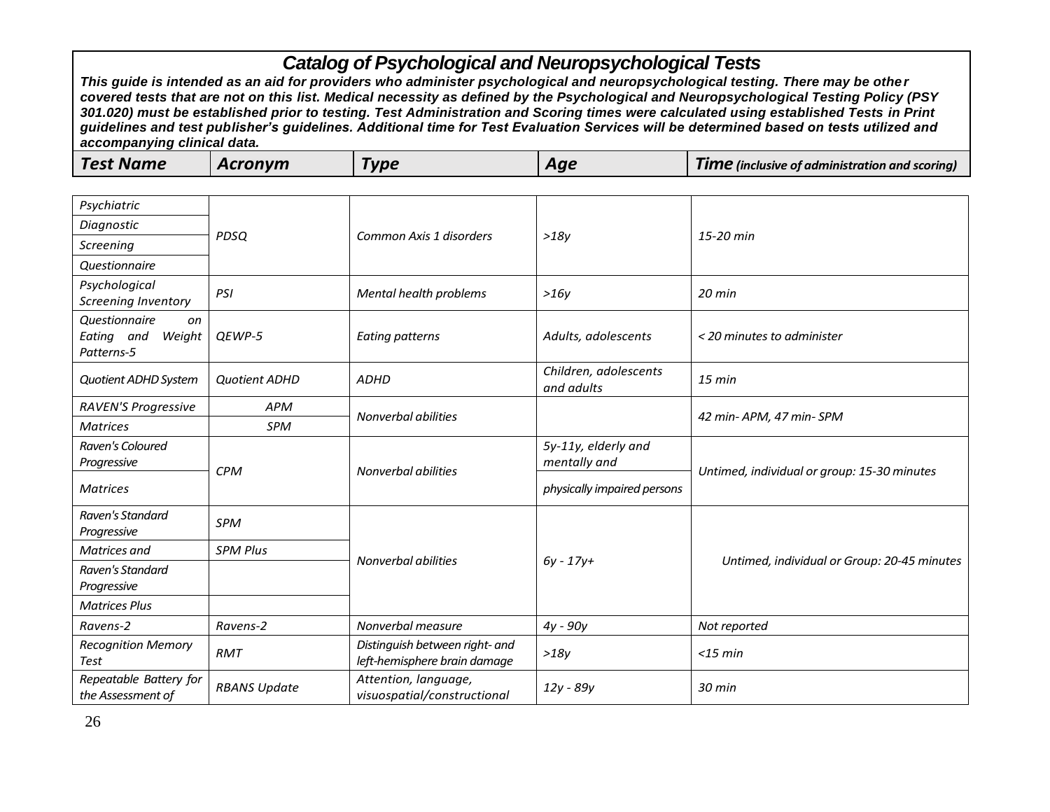# Catalog of Psychological and Neuropsychological Tests

***This guide is intended as an aid for providers who administer psychological and neuropsychological testing. There may be other covered tests that are not on this list. Medical necessity as defined by the Psychological and Neuropsychological Testing Policy (PSY 301.020) must be established prior to testing. Test Administration and Scoring times were calculated using established Tests in Print guidelines and test publisher's guidelines. Additional time for Test Evaluation Services will be determined based on tests utilized and accompanying clinical data.***

| Test Name | Acronym | Type | Age | Time (inclusive of administration and scoring) |
|---|---|---|---|---|
| *Psychiatric Diagnostic Screening Questionnaire* | *PDSQ* | *Common Axis 1 disorders* | *>18y* | *15-20 min* |
| *Psychological Screening Inventory* | *PSI* | *Mental health problems* | *>16y* | *20 min* |
| *Questionnaire on Eating and Weight Patterns-5* | *QEWP-5* | *Eating patterns* | *Adults, adolescents* | *< 20 minutes to administer* |
| *Quotient ADHD System* | *Quotient ADHD* | *ADHD* | *Children, adolescents and adults* | *15 min* |
| *RAVEN'S Progressive Matrices* | *APM* / *SPM* | *Nonverbal abilities* | | *42 min- APM, 47 min- SPM* |
| *Raven's Coloured Progressive Matrices* | *CPM* | *Nonverbal abilities* | *5y-11y, elderly and mentally and physically impaired persons* | *Untimed, individual or group: 15-30 minutes* |
| *Raven's Standard Progressive Matrices and Raven's Standard Progressive Matrices Plus* | *SPM* / *SPM Plus* | *Nonverbal abilities* | *6y - 17y+* | *Untimed, individual or Group: 20-45 minutes* |
| *Ravens-2* | *Ravens-2* | *Nonverbal measure* | *4y - 90y* | *Not reported* |
| *Recognition Memory Test* | *RMT* | *Distinguish between right- and left-hemisphere brain damage* | *>18y* | *<15 min* |
| *Repeatable Battery for the Assessment of* | *RBANS Update* | *Attention, language, visuospatial/constructional* | *12y - 89y* | *30 min* |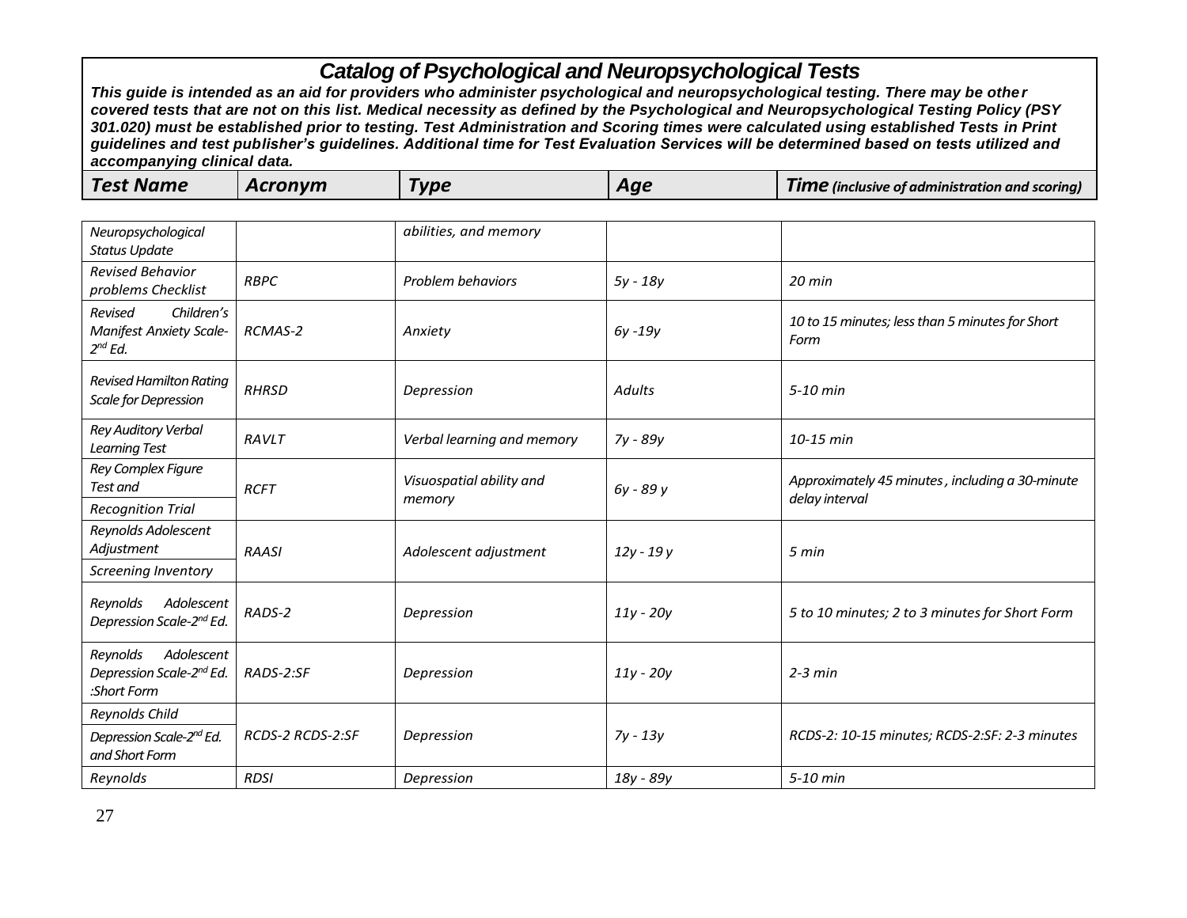# Catalog of Psychological and Neuropsychological Tests

***This guide is intended as an aid for providers who administer psychological and neuropsychological testing. There may be other covered tests that are not on this list. Medical necessity as defined by the Psychological and Neuropsychological Testing Policy (PSY 301.020) must be established prior to testing. Test Administration and Scoring times were calculated using established Tests in Print guidelines and test publisher's guidelines. Additional time for Test Evaluation Services will be determined based on tests utilized and accompanying clinical data.***

| Test Name | Acronym | Type | Age | Time (inclusive of administration and scoring) |
|---|---|---|---|---|
| *Neuropsychological Status Update* | | *abilities, and memory* | | |
| *Revised Behavior problems Checklist* | *RBPC* | *Problem behaviors* | *5y - 18y* | *20 min* |
| *Revised Children's Manifest Anxiety Scale- 2nd Ed.* | *RCMAS-2* | *Anxiety* | *6y -19y* | *10 to 15 minutes; less than 5 minutes for Short Form* |
| *Revised Hamilton Rating Scale for Depression* | *RHRSD* | *Depression* | *Adults* | *5-10 min* |
| *Rey Auditory Verbal Learning Test* | *RAVLT* | *Verbal learning and memory* | *7y - 89y* | *10-15 min* |
| *Rey Complex Figure Test and Recognition Trial* | *RCFT* | *Visuospatial ability and memory* | *6y - 89 y* | *Approximately 45 minutes , including a 30-minute delay interval* |
| *Reynolds Adolescent Adjustment Screening Inventory* | *RAASI* | *Adolescent adjustment* | *12y - 19 y* | *5 min* |
| *Reynolds Adolescent Depression Scale-2nd Ed.* | *RADS-2* | *Depression* | *11y - 20y* | *5 to 10 minutes; 2 to 3 minutes for Short Form* |
| *Reynolds Adolescent Depression Scale-2nd Ed. :Short Form* | *RADS-2:SF* | *Depression* | *11y - 20y* | *2-3 min* |
| *Reynolds Child Depression Scale-2nd Ed. and Short Form* | *RCDS-2 RCDS-2:SF* | *Depression* | *7y - 13y* | *RCDS-2: 10-15 minutes; RCDS-2:SF: 2-3 minutes* |
| *Reynolds* | *RDSI* | *Depression* | *18y - 89y* | *5-10 min* |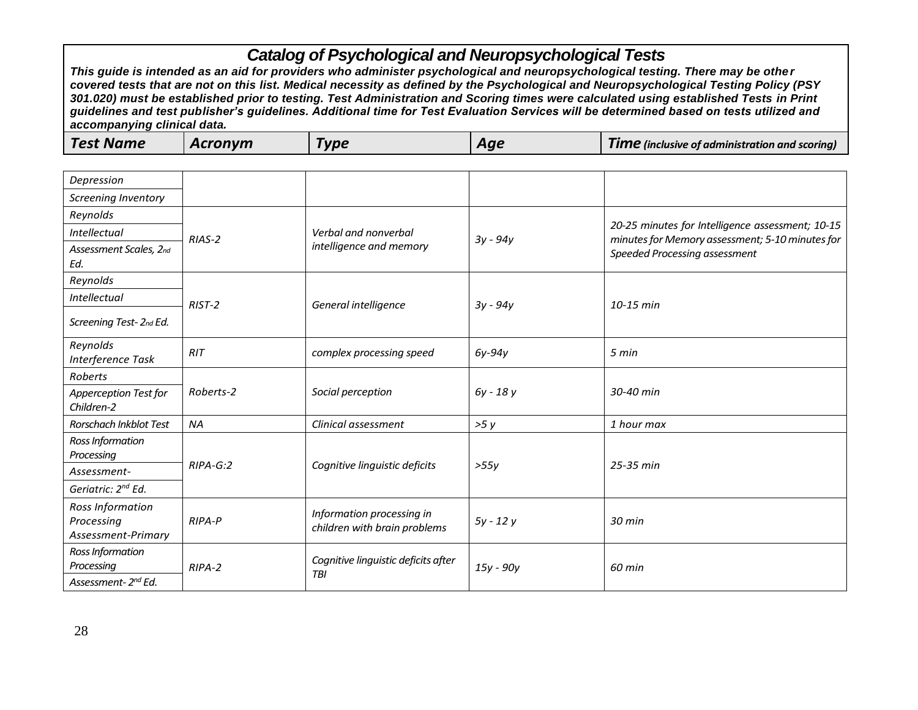# Catalog of Psychological and Neuropsychological Tests

***This guide is intended as an aid for providers who administer psychological and neuropsychological testing. There may be other covered tests that are not on this list. Medical necessity as defined by the Psychological and Neuropsychological Testing Policy (PSY 301.020) must be established prior to testing. Test Administration and Scoring times were calculated using established Tests in Print guidelines and test publisher's guidelines. Additional time for Test Evaluation Services will be determined based on tests utilized and accompanying clinical data.***

| *Test Name* | *Acronym* | *Type* | *Age* | *Time (inclusive of administration and scoring)* |
|---|---|---|---|---|
| *Depression Screening Inventory* | | | | |
| *Reynolds Intellectual Assessment Scales, 2nd Ed.* | *RIAS-2* | *Verbal and nonverbal intelligence and memory* | *3y - 94y* | *20-25 minutes for Intelligence assessment; 10-15 minutes for Memory assessment; 5-10 minutes for Speeded Processing assessment* |
| *Reynolds Intellectual Screening Test- 2nd Ed.* | *RIST-2* | *General intelligence* | *3y - 94y* | *10-15 min* |
| *Reynolds Interference Task* | *RIT* | *complex processing speed* | *6y-94y* | *5 min* |
| *Roberts Apperception Test for Children-2* | *Roberts-2* | *Social perception* | *6y - 18 y* | *30-40 min* |
| *Rorschach Inkblot Test* | *NA* | *Clinical assessment* | *>5 y* | *1 hour max* |
| *Ross Information Processing Assessment- Geriatric: 2nd Ed.* | *RIPA-G:2* | *Cognitive linguistic deficits* | *>55y* | *25-35 min* |
| *Ross Information Processing Assessment-Primary* | *RIPA-P* | *Information processing in children with brain problems* | *5y - 12 y* | *30 min* |
| *Ross Information Processing Assessment- 2nd Ed.* | *RIPA-2* | *Cognitive linguistic deficits after TBI* | *15y - 90y* | *60 min* |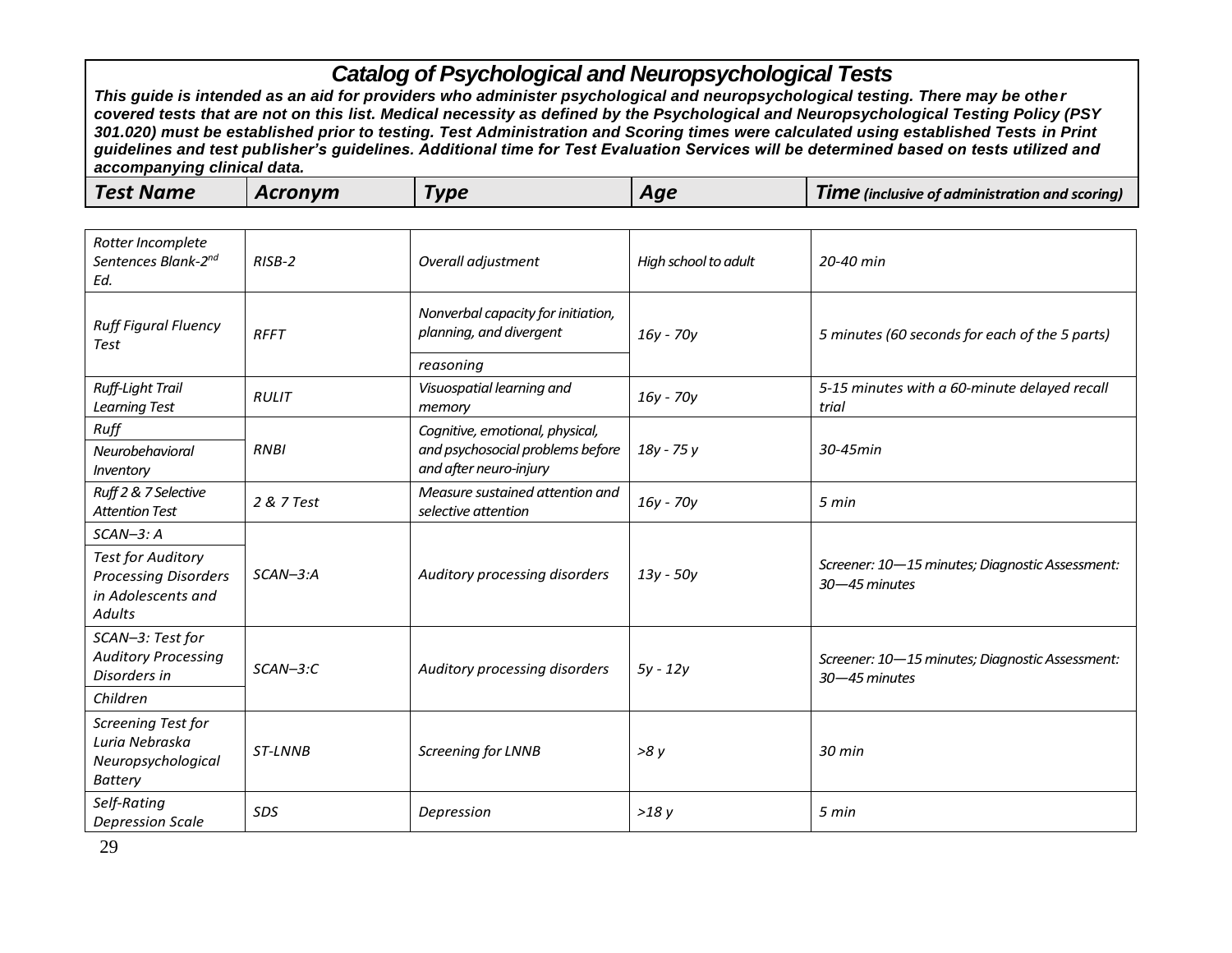# Catalog of Psychological and Neuropsychological Tests

***This guide is intended as an aid for providers who administer psychological and neuropsychological testing. There may be other covered tests that are not on this list. Medical necessity as defined by the Psychological and Neuropsychological Testing Policy (PSY 301.020) must be established prior to testing. Test Administration and Scoring times were calculated using established Tests in Print guidelines and test publisher's guidelines. Additional time for Test Evaluation Services will be determined based on tests utilized and accompanying clinical data.***

| ***Test Name*** | ***Acronym*** | ***Type*** | ***Age*** | ***Time** (inclusive of administration and scoring)* |
|---|---|---|---|---|
| *Rotter Incomplete Sentences Blank-2nd Ed.* | *RISB-2* | *Overall adjustment* | *High school to adult* | *20-40 min* |
| *Ruff Figural Fluency Test* | *RFFT* | *Nonverbal capacity for initiation, planning, and divergent reasoning* | *16y - 70y* | *5 minutes (60 seconds for each of the 5 parts)* |
| *Ruff-Light Trail Learning Test* | *RULIT* | *Visuospatial learning and memory* | *16y - 70y* | *5-15 minutes with a 60-minute delayed recall trial* |
| *Ruff Neurobehavioral Inventory* | *RNBI* | *Cognitive, emotional, physical, and psychosocial problems before and after neuro-injury* | *18y - 75 y* | *30-45min* |
| *Ruff 2 & 7 Selective Attention Test* | *2 & 7 Test* | *Measure sustained attention and selective attention* | *16y - 70y* | *5 min* |
| *SCAN–3: A Test for Auditory Processing Disorders in Adolescents and Adults* | *SCAN–3:A* | *Auditory processing disorders* | *13y - 50y* | *Screener: 10—15 minutes; Diagnostic Assessment: 30—45 minutes* |
| *SCAN–3: Test for Auditory Processing Disorders in Children* | *SCAN–3:C* | *Auditory processing disorders* | *5y - 12y* | *Screener: 10—15 minutes; Diagnostic Assessment: 30—45 minutes* |
| *Screening Test for Luria Nebraska Neuropsychological Battery* | *ST-LNNB* | *Screening for LNNB* | *>8 y* | *30 min* |
| *Self-Rating Depression Scale* | *SDS* | *Depression* | *>18 y* | *5 min* |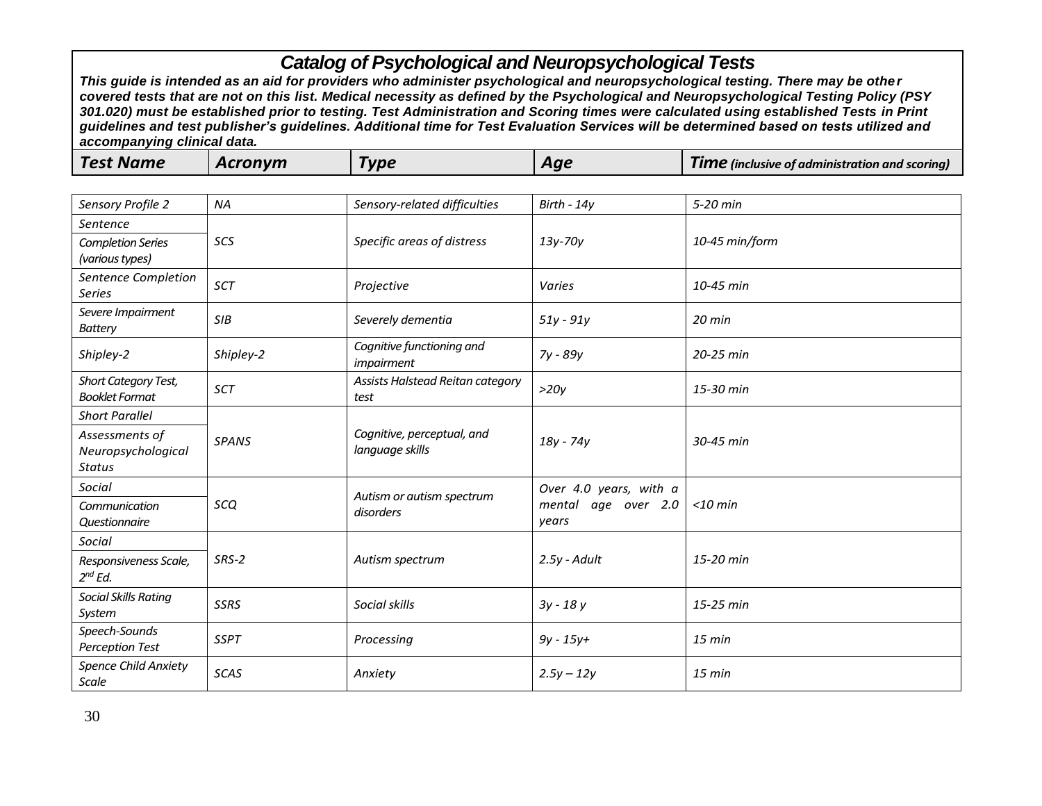# Catalog of Psychological and Neuropsychological Tests

***This guide is intended as an aid for providers who administer psychological and neuropsychological testing. There may be other covered tests that are not on this list. Medical necessity as defined by the Psychological and Neuropsychological Testing Policy (PSY 301.020) must be established prior to testing. Test Administration and Scoring times were calculated using established Tests in Print guidelines and test publisher's guidelines. Additional time for Test Evaluation Services will be determined based on tests utilized and accompanying clinical data.***

| ***Test Name*** | ***Acronym*** | ***Type*** | ***Age*** | ***Time*** *(inclusive of administration and scoring)* |
|---|---|---|---|---|
| *Sensory Profile 2* | *NA* | *Sensory-related difficulties* | *Birth - 14y* | *5-20 min* |
| *Sentence Completion Series (various types)* | *SCS* | *Specific areas of distress* | *13y-70y* | *10-45 min/form* |
| *Sentence Completion Series* | *SCT* | *Projective* | *Varies* | *10-45 min* |
| *Severe Impairment Battery* | *SIB* | *Severely dementia* | *51y - 91y* | *20 min* |
| *Shipley-2* | *Shipley-2* | *Cognitive functioning and impairment* | *7y - 89y* | *20-25 min* |
| *Short Category Test, Booklet Format* | *SCT* | *Assists Halstead Reitan category test* | *>20y* | *15-30 min* |
| *Short Parallel Assessments of Neuropsychological Status* | *SPANS* | *Cognitive, perceptual, and language skills* | *18y - 74y* | *30-45 min* |
| *Social Communication Questionnaire* | *SCQ* | *Autism or autism spectrum disorders* | *Over 4.0 years, with a mental age over 2.0 years* | *<10 min* |
| *Social Responsiveness Scale, 2nd Ed.* | *SRS-2* | *Autism spectrum* | *2.5y - Adult* | *15-20 min* |
| *Social Skills Rating System* | *SSRS* | *Social skills* | *3y - 18 y* | *15-25 min* |
| *Speech-Sounds Perception Test* | *SSPT* | *Processing* | *9y - 15y+* | *15 min* |
| *Spence Child Anxiety Scale* | *SCAS* | *Anxiety* | *2.5y – 12y* | *15 min* |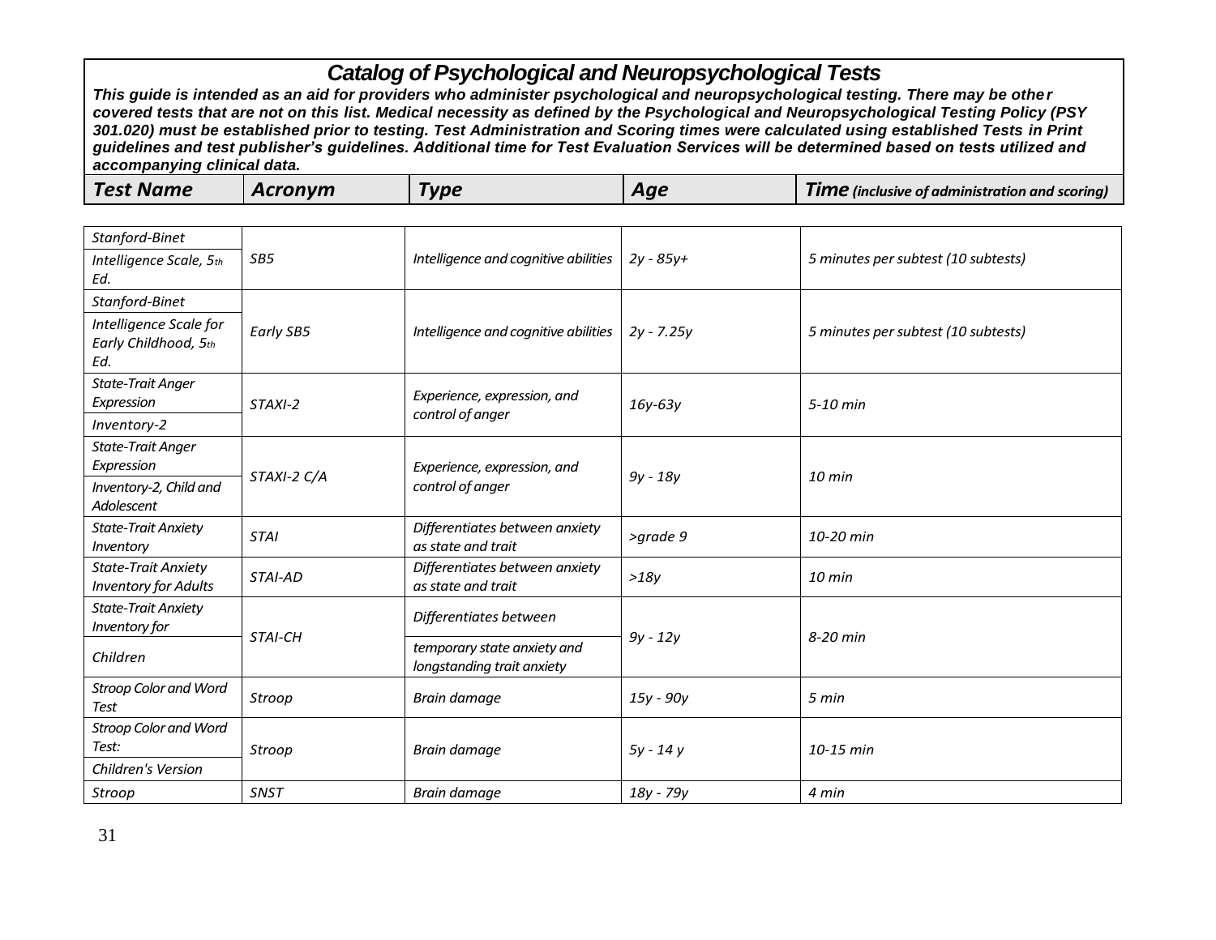# Catalog of Psychological and Neuropsychological Tests

***This guide is intended as an aid for providers who administer psychological and neuropsychological testing. There may be other covered tests that are not on this list. Medical necessity as defined by the Psychological and Neuropsychological Testing Policy (PSY 301.020) must be established prior to testing. Test Administration and Scoring times were calculated using established Tests in Print guidelines and test publisher's guidelines. Additional time for Test Evaluation Services will be determined based on tests utilized and accompanying clinical data.***

| Test Name | Acronym | Type | Age | Time (inclusive of administration and scoring) |
|---|---|---|---|---|
| *Stanford-Binet Intelligence Scale, 5th Ed.* | *SB5* | *Intelligence and cognitive abilities* | *2y - 85y+* | *5 minutes per subtest (10 subtests)* |
| *Stanford-Binet Intelligence Scale for Early Childhood, 5th Ed.* | *Early SB5* | *Intelligence and cognitive abilities* | *2y - 7.25y* | *5 minutes per subtest (10 subtests)* |
| *State-Trait Anger Expression Inventory-2* | *STAXI-2* | *Experience, expression, and control of anger* | *16y-63y* | *5-10 min* |
| *State-Trait Anger Expression Inventory-2, Child and Adolescent* | *STAXI-2 C/A* | *Experience, expression, and control of anger* | *9y - 18y* | *10 min* |
| *State-Trait Anxiety Inventory* | *STAI* | *Differentiates between anxiety as state and trait* | *>grade 9* | *10-20 min* |
| *State-Trait Anxiety Inventory for Adults* | *STAI-AD* | *Differentiates between anxiety as state and trait* | *>18y* | *10 min* |
| *State-Trait Anxiety Inventory for Children* | *STAI-CH* | *Differentiates between temporary state anxiety and longstanding trait anxiety* | *9y - 12y* | *8-20 min* |
| *Stroop Color and Word Test* | *Stroop* | *Brain damage* | *15y - 90y* | *5 min* |
| *Stroop Color and Word Test: Children's Version* | *Stroop* | *Brain damage* | *5y - 14 y* | *10-15 min* |
| *Stroop* | *SNST* | *Brain damage* | *18y - 79y* | *4 min* |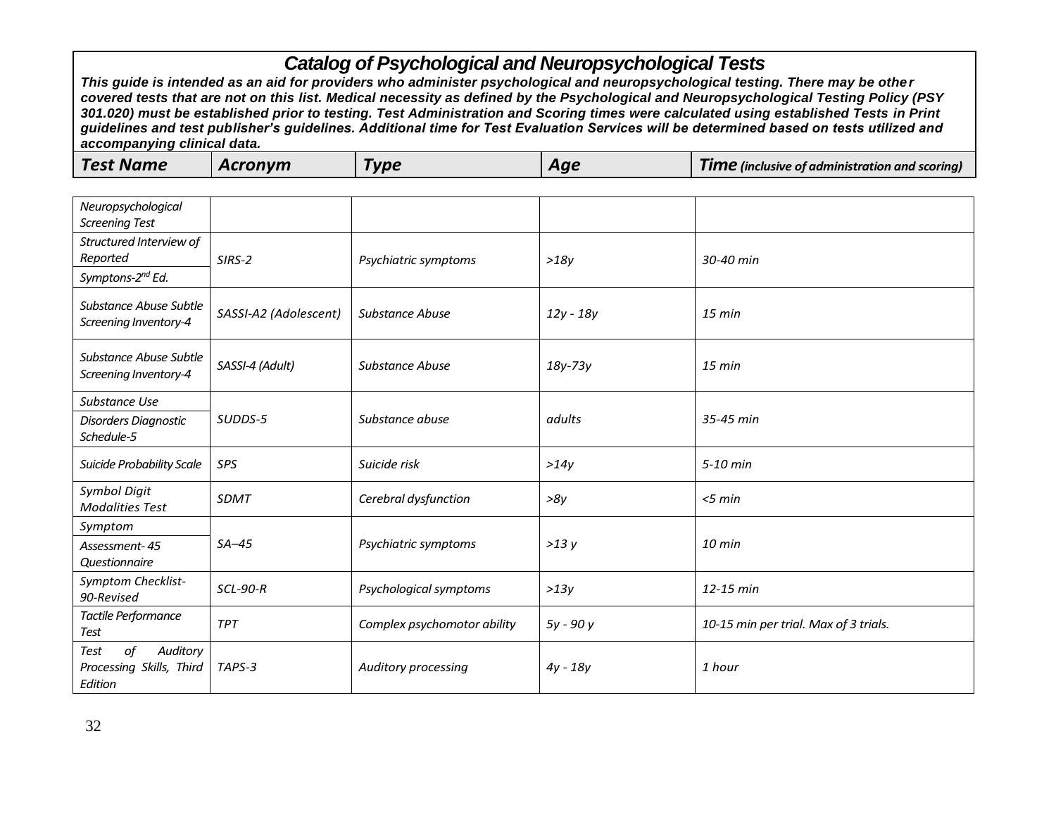# Catalog of Psychological and Neuropsychological Tests

***This guide is intended as an aid for providers who administer psychological and neuropsychological testing. There may be other covered tests that are not on this list. Medical necessity as defined by the Psychological and Neuropsychological Testing Policy (PSY 301.020) must be established prior to testing. Test Administration and Scoring times were calculated using established Tests in Print guidelines and test publisher's guidelines. Additional time for Test Evaluation Services will be determined based on tests utilized and accompanying clinical data.***

| Test Name | Acronym | Type | Age | Time (inclusive of administration and scoring) |
|---|---|---|---|---|
| Neuropsychological Screening Test | | | | |
| Structured Interview of Reported Symptons-2nd Ed. | SIRS-2 | Psychiatric symptoms | >18y | 30-40 min |
| Substance Abuse Subtle Screening Inventory-4 | SASSI-A2 (Adolescent) | Substance Abuse | 12y - 18y | 15 min |
| Substance Abuse Subtle Screening Inventory-4 | SASSI-4 (Adult) | Substance Abuse | 18y-73y | 15 min |
| Substance Use Disorders Diagnostic Schedule-5 | SUDDS-5 | Substance abuse | adults | 35-45 min |
| Suicide Probability Scale | SPS | Suicide risk | >14y | 5-10 min |
| Symbol Digit Modalities Test | SDMT | Cerebral dysfunction | >8y | <5 min |
| Symptom Assessment- 45 Questionnaire | SA–45 | Psychiatric symptoms | >13 y | 10 min |
| Symptom Checklist-90-Revised | SCL-90-R | Psychological symptoms | >13y | 12-15 min |
| Tactile Performance Test | TPT | Complex psychomotor ability | 5y - 90 y | 10-15 min per trial. Max of 3 trials. |
| Test of Auditory Processing Skills, Third Edition | TAPS-3 | Auditory processing | 4y - 18y | 1 hour |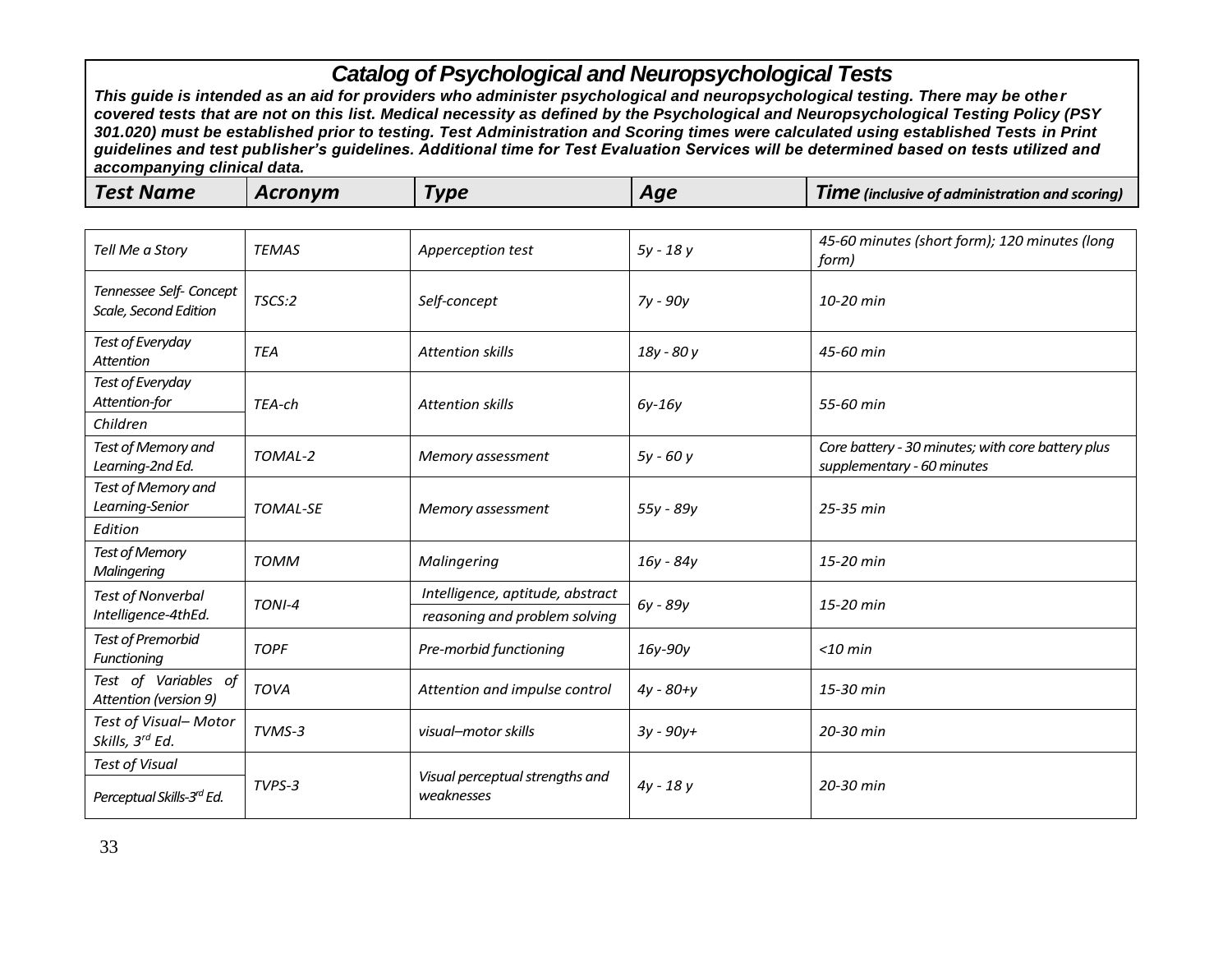# Catalog of Psychological and Neuropsychological Tests

***This guide is intended as an aid for providers who administer psychological and neuropsychological testing. There may be other covered tests that are not on this list. Medical necessity as defined by the Psychological and Neuropsychological Testing Policy (PSY 301.020) must be established prior to testing. Test Administration and Scoring times were calculated using established Tests in Print guidelines and test publisher's guidelines. Additional time for Test Evaluation Services will be determined based on tests utilized and accompanying clinical data.***

| Test Name | Acronym | Type | Age | Time (inclusive of administration and scoring) |
|---|---|---|---|---|
| *Tell Me a Story* | *TEMAS* | *Apperception test* | *5y - 18 y* | *45-60 minutes (short form); 120 minutes (long form)* |
| *Tennessee Self- Concept Scale, Second Edition* | *TSCS:2* | *Self-concept* | *7y - 90y* | *10-20 min* |
| *Test of Everyday Attention* | *TEA* | *Attention skills* | *18y - 80 y* | *45-60 min* |
| *Test of Everyday Attention-for Children* | *TEA-ch* | *Attention skills* | *6y-16y* | *55-60 min* |
| *Test of Memory and Learning-2nd Ed.* | *TOMAL-2* | *Memory assessment* | *5y - 60 y* | *Core battery - 30 minutes; with core battery plus supplementary - 60 minutes* |
| *Test of Memory and Learning-Senior Edition* | *TOMAL-SE* | *Memory assessment* | *55y - 89y* | *25-35 min* |
| *Test of Memory Malingering* | *TOMM* | *Malingering* | *16y - 84y* | *15-20 min* |
| *Test of Nonverbal Intelligence-4thEd.* | *TONI-4* | *Intelligence, aptitude, abstract reasoning and problem solving* | *6y - 89y* | *15-20 min* |
| *Test of Premorbid Functioning* | *TOPF* | *Pre-morbid functioning* | *16y-90y* | *<10 min* |
| *Test of Variables of Attention (version 9)* | *TOVA* | *Attention and impulse control* | *4y - 80+y* | *15-30 min* |
| *Test of Visual– Motor Skills, 3rd Ed.* | *TVMS-3* | *visual–motor skills* | *3y - 90y+* | *20-30 min* |
| *Test of Visual Perceptual Skills-3rd Ed.* | *TVPS-3* | *Visual perceptual strengths and weaknesses* | *4y - 18 y* | *20-30 min* |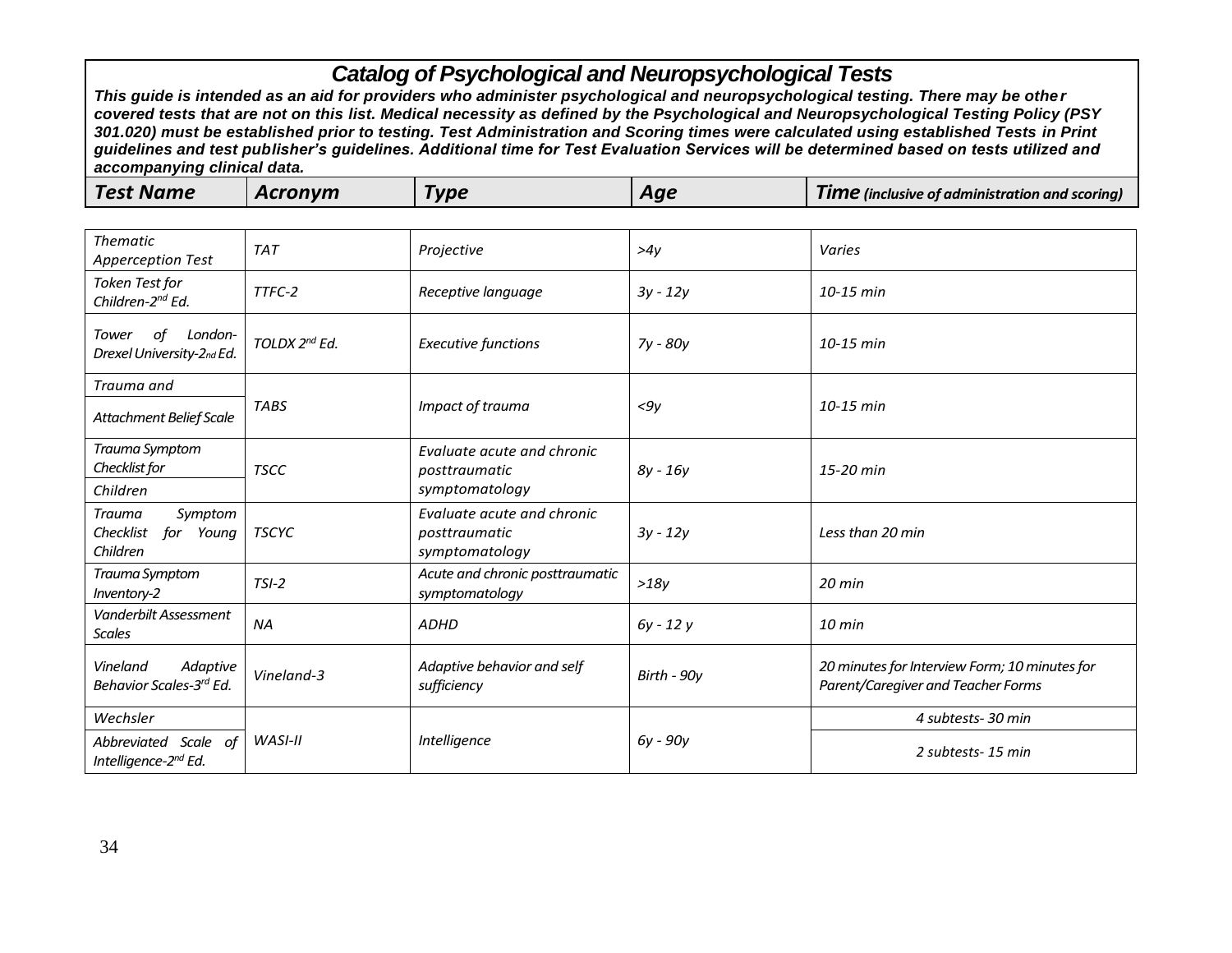# Catalog of Psychological and Neuropsychological Tests

***This guide is intended as an aid for providers who administer psychological and neuropsychological testing. There may be other covered tests that are not on this list. Medical necessity as defined by the Psychological and Neuropsychological Testing Policy (PSY 301.020) must be established prior to testing. Test Administration and Scoring times were calculated using established Tests in Print guidelines and test publisher's guidelines. Additional time for Test Evaluation Services will be determined based on tests utilized and accompanying clinical data.***

| Test Name | Acronym | Type | Age | Time (inclusive of administration and scoring) |
|---|---|---|---|---|
| *Thematic Apperception Test* | *TAT* | *Projective* | *>4y* | *Varies* |
| *Token Test for Children-2nd Ed.* | *TTFC-2* | *Receptive language* | *3y - 12y* | *10-15 min* |
| *Tower of London-Drexel University-2nd Ed.* | *TOLDX 2nd Ed.* | *Executive functions* | *7y - 80y* | *10-15 min* |
| *Trauma and Attachment Belief Scale* | *TABS* | *Impact of trauma* | *<9y* | *10-15 min* |
| *Trauma Symptom Checklist for Children* | *TSCC* | *Evaluate acute and chronic posttraumatic symptomatology* | *8y - 16y* | *15-20 min* |
| *Trauma Symptom Checklist for Young Children* | *TSCYC* | *Evaluate acute and chronic posttraumatic symptomatology* | *3y - 12y* | *Less than 20 min* |
| *Trauma Symptom Inventory-2* | *TSI-2* | *Acute and chronic posttraumatic symptomatology* | *>18y* | *20 min* |
| *Vanderbilt Assessment Scales* | *NA* | *ADHD* | *6y - 12 y* | *10 min* |
| *Vineland Adaptive Behavior Scales-3rd Ed.* | *Vineland-3* | *Adaptive behavior and self sufficiency* | *Birth - 90y* | *20 minutes for Interview Form; 10 minutes for Parent/Caregiver and Teacher Forms* |
| *Wechsler Abbreviated Scale of Intelligence-2nd Ed.* | *WASI-II* | *Intelligence* | *6y - 90y* | *4 subtests- 30 min*; *2 subtests- 15 min* |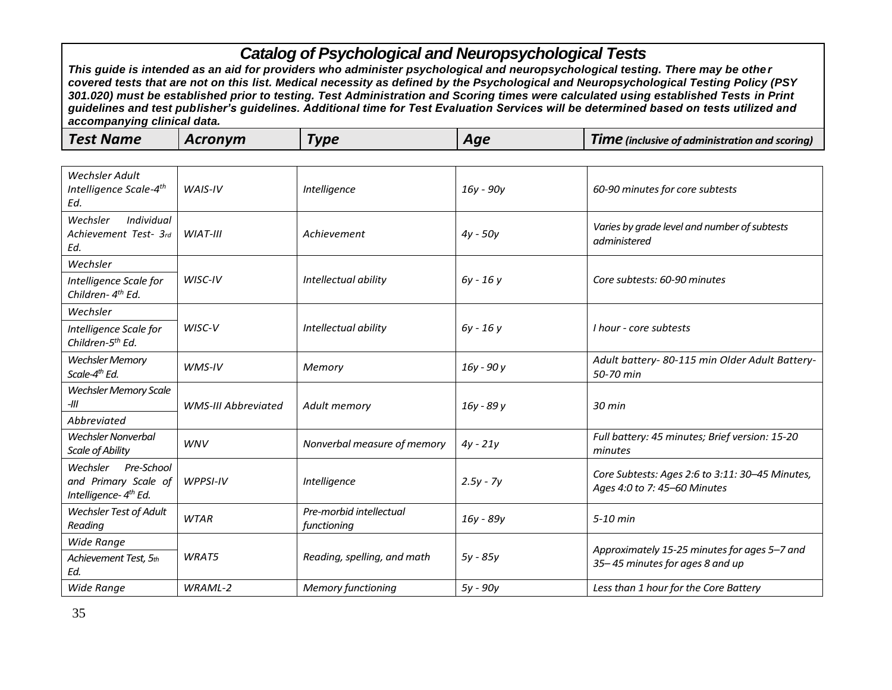# *Catalog of Psychological and Neuropsychological Tests*

***This guide is intended as an aid for providers who administer psychological and neuropsychological testing. There may be other covered tests that are not on this list. Medical necessity as defined by the Psychological and Neuropsychological Testing Policy (PSY 301.020) must be established prior to testing. Test Administration and Scoring times were calculated using established Tests in Print guidelines and test publisher's guidelines. Additional time for Test Evaluation Services will be determined based on tests utilized and accompanying clinical data.***

| *Test Name* | *Acronym* | *Type* | *Age* | *Time (inclusive of administration and scoring)* |
|---|---|---|---|---|
| *Wechsler Adult Intelligence Scale-4th Ed.* | *WAIS-IV* | *Intelligence* | *16y - 90y* | *60-90 minutes for core subtests* |
| *Wechsler Individual Achievement Test- 3rd Ed.* | *WIAT-III* | *Achievement* | *4y - 50y* | *Varies by grade level and number of subtests administered* |
| *Wechsler Intelligence Scale for Children- 4th Ed.* | *WISC-IV* | *Intellectual ability* | *6y - 16 y* | *Core subtests: 60-90 minutes* |
| *Wechsler Intelligence Scale for Children-5th Ed.* | *WISC-V* | *Intellectual ability* | *6y - 16 y* | *I hour - core subtests* |
| *Wechsler Memory Scale-4th Ed.* | *WMS-IV* | *Memory* | *16y - 90 y* | *Adult battery- 80-115 min Older Adult Battery- 50-70 min* |
| *Wechsler Memory Scale -III Abbreviated* | *WMS-III Abbreviated* | *Adult memory* | *16y - 89 y* | *30 min* |
| *Wechsler Nonverbal Scale of Ability* | *WNV* | *Nonverbal measure of memory* | *4y - 21y* | *Full battery: 45 minutes; Brief version: 15-20 minutes* |
| *Wechsler Pre-School and Primary Scale of Intelligence- 4th Ed.* | *WPPSI-IV* | *Intelligence* | *2.5y - 7y* | *Core Subtests: Ages 2:6 to 3:11: 30–45 Minutes, Ages 4:0 to 7: 45–60 Minutes* |
| *Wechsler Test of Adult Reading* | *WTAR* | *Pre-morbid intellectual functioning* | *16y - 89y* | *5-10 min* |
| *Wide Range Achievement Test, 5th Ed.* | *WRAT5* | *Reading, spelling, and math* | *5y - 85y* | *Approximately 15-25 minutes for ages 5–7 and 35– 45 minutes for ages 8 and up* |
| *Wide Range* | *WRAML-2* | *Memory functioning* | *5y - 90y* | *Less than 1 hour for the Core Battery* |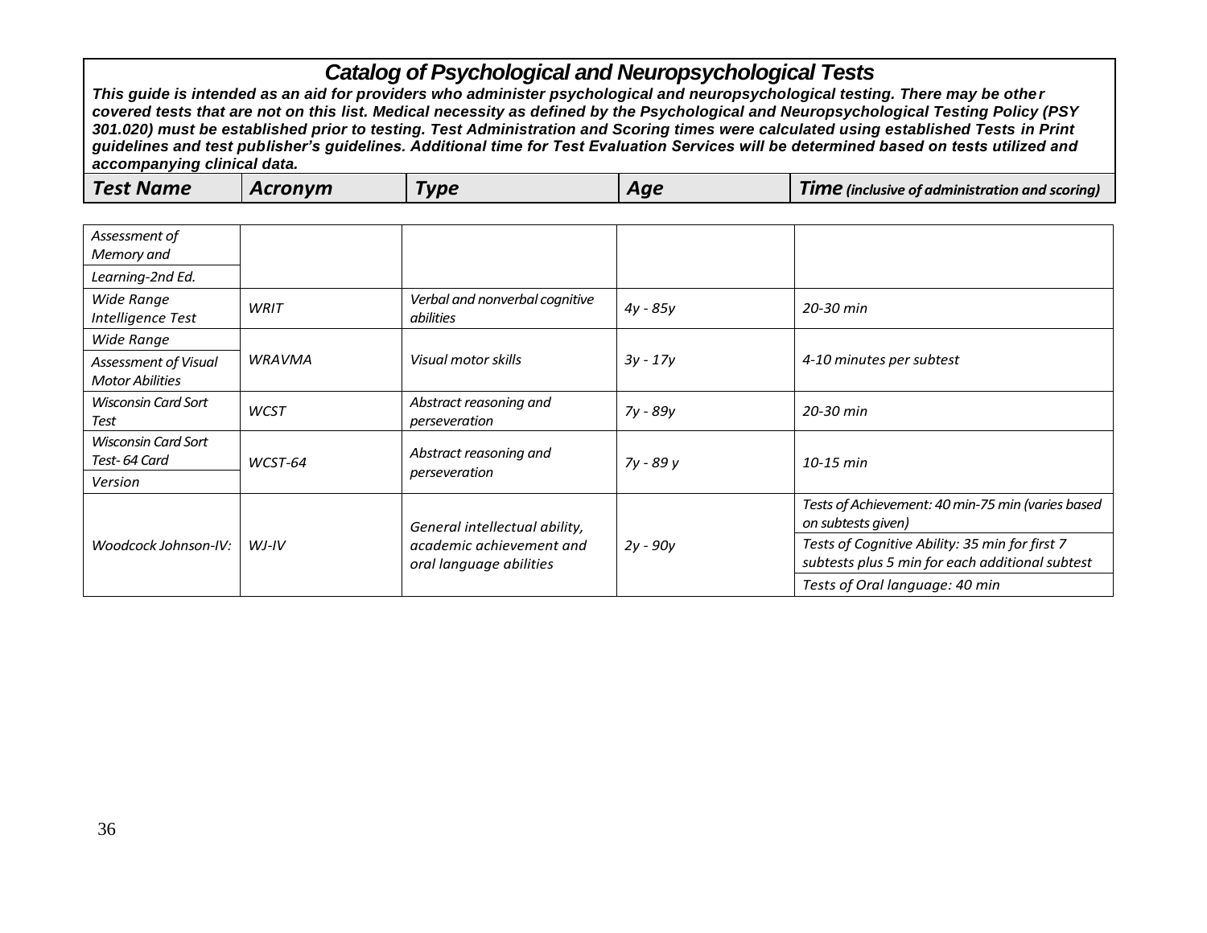# Catalog of Psychological and Neuropsychological Tests

***This guide is intended as an aid for providers who administer psychological and neuropsychological testing. There may be other covered tests that are not on this list. Medical necessity as defined by the Psychological and Neuropsychological Testing Policy (PSY 301.020) must be established prior to testing. Test Administration and Scoring times were calculated using established Tests in Print guidelines and test publisher's guidelines. Additional time for Test Evaluation Services will be determined based on tests utilized and accompanying clinical data.***

| Test Name | Acronym | Type | Age | Time (inclusive of administration and scoring) |
|---|---|---|---|---|
| *Assessment of Memory and Learning-2nd Ed.* | | | | |
| *Wide Range Intelligence Test* | *WRIT* | *Verbal and nonverbal cognitive abilities* | *4y - 85y* | *20-30 min* |
| *Wide Range Assessment of Visual Motor Abilities* | *WRAVMA* | *Visual motor skills* | *3y - 17y* | *4-10 minutes per subtest* |
| *Wisconsin Card Sort Test* | *WCST* | *Abstract reasoning and perseveration* | *7y - 89y* | *20-30 min* |
| *Wisconsin Card Sort Test- 64 Card Version* | *WCST-64* | *Abstract reasoning and perseveration* | *7y - 89 y* | *10-15 min* |
| *Woodcock Johnson-IV:* | *WJ-IV* | *General intellectual ability, academic achievement and oral language abilities* | *2y - 90y* | *Tests of Achievement: 40 min-75 min (varies based on subtests given)* |
| | | | | *Tests of Cognitive Ability: 35 min for first 7 subtests plus 5 min for each additional subtest* |
| | | | | *Tests of Oral language: 40 min* |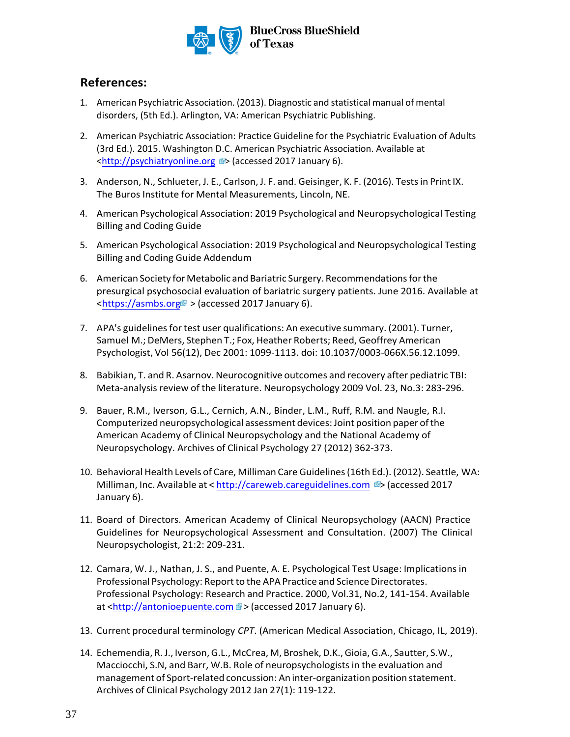## References:

1. American Psychiatric Association. (2013). Diagnostic and statistical manual of mental disorders, (5th Ed.). Arlington, VA: American Psychiatric Publishing.

2. American Psychiatric Association: Practice Guideline for the Psychiatric Evaluation of Adults (3rd Ed.). 2015. Washington D.C. American Psychiatric Association. Available at <http://psychiatryonline.org> (accessed 2017 January 6).

3. Anderson, N., Schlueter, J. E., Carlson, J. F. and. Geisinger, K. F. (2016). Tests in Print IX. The Buros Institute for Mental Measurements, Lincoln, NE.

4. American Psychological Association: 2019 Psychological and Neuropsychological Testing Billing and Coding Guide

5. American Psychological Association: 2019 Psychological and Neuropsychological Testing Billing and Coding Guide Addendum

6. American Society for Metabolic and Bariatric Surgery. Recommendations for the presurgical psychosocial evaluation of bariatric surgery patients. June 2016. Available at <https://asmbs.org > (accessed 2017 January 6).

7. APA's guidelines for test user qualifications: An executive summary. (2001). Turner, Samuel M.; DeMers, Stephen T.; Fox, Heather Roberts; Reed, Geoffrey American Psychologist, Vol 56(12), Dec 2001: 1099-1113. doi: 10.1037/0003-066X.56.12.1099.

8. Babikian, T. and R. Asarnov. Neurocognitive outcomes and recovery after pediatric TBI: Meta-analysis review of the literature. Neuropsychology 2009 Vol. 23, No.3: 283-296.

9. Bauer, R.M., Iverson, G.L., Cernich, A.N., Binder, L.M., Ruff, R.M. and Naugle, R.I. Computerized neuropsychological assessment devices: Joint position paper of the American Academy of Clinical Neuropsychology and the National Academy of Neuropsychology. Archives of Clinical Psychology 27 (2012) 362-373.

10. Behavioral Health Levels of Care, Milliman Care Guidelines (16th Ed.). (2012). Seattle, WA: Milliman, Inc. Available at < http://careweb.careguidelines.com > (accessed 2017 January 6).

11. Board of Directors. American Academy of Clinical Neuropsychology (AACN) Practice Guidelines for Neuropsychological Assessment and Consultation. (2007) The Clinical Neuropsychologist, 21:2: 209-231.

12. Camara, W. J., Nathan, J. S., and Puente, A. E. Psychological Test Usage: Implications in Professional Psychology: Report to the APA Practice and Science Directorates. Professional Psychology: Research and Practice. 2000, Vol.31, No.2, 141-154. Available at <http://antonioepuente.com> (accessed 2017 January 6).

13. Current procedural terminology *CPT*. (American Medical Association, Chicago, IL, 2019).

14. Echemendia, R. J., Iverson, G.L., McCrea, M, Broshek, D.K., Gioia, G.A., Sautter, S.W., Macciocchi, S.N, and Barr, W.B. Role of neuropsychologists in the evaluation and management of Sport-related concussion: An inter-organization position statement. Archives of Clinical Psychology 2012 Jan 27(1): 119-122.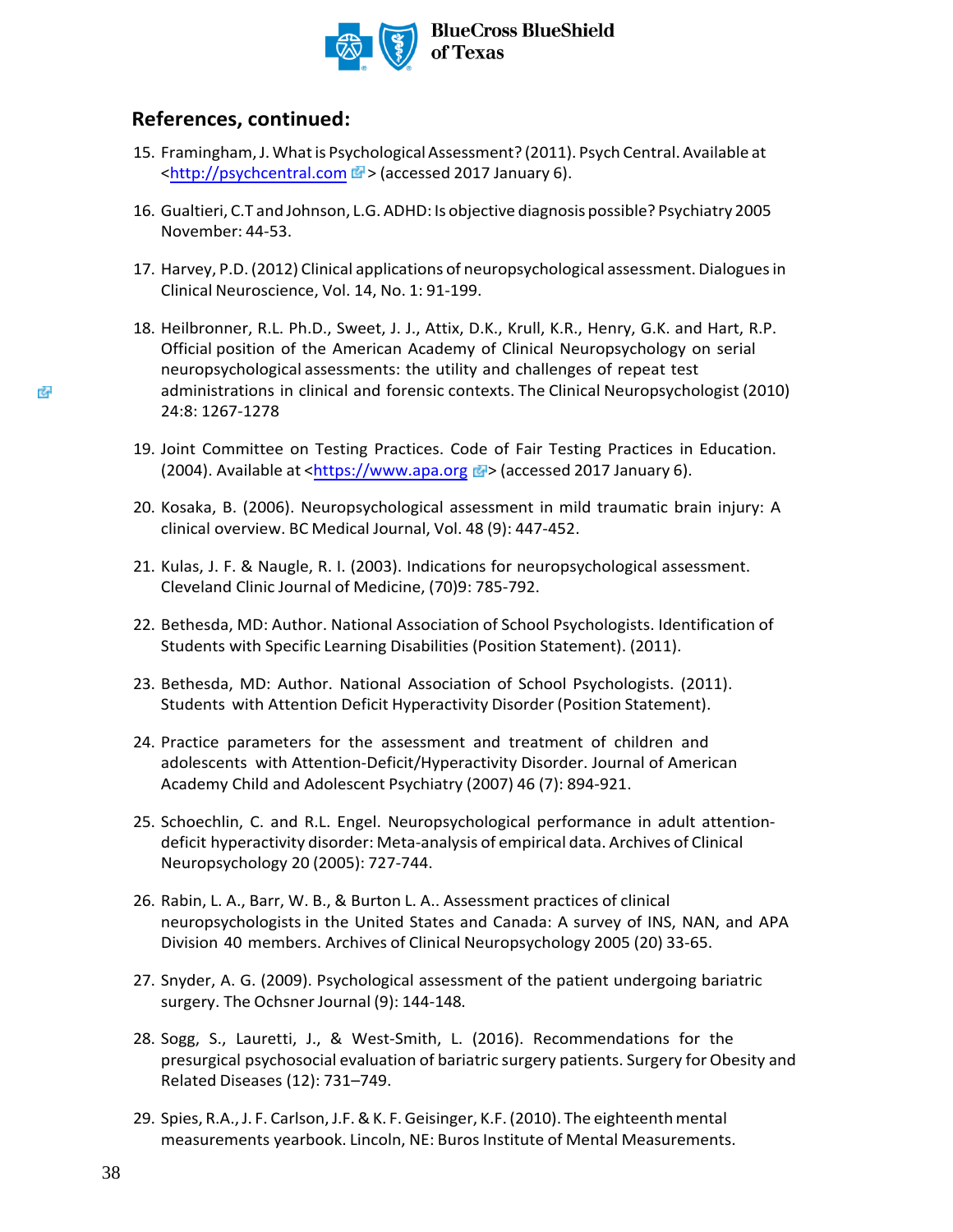## References, continued:

15. Framingham, J. What is Psychological Assessment? (2011). Psych Central. Available at <http://psychcentral.com> (accessed 2017 January 6).

16. Gualtieri, C.T and Johnson, L.G. ADHD: Is objective diagnosis possible? Psychiatry 2005 November: 44-53.

17. Harvey, P.D. (2012) Clinical applications of neuropsychological assessment. Dialogues in Clinical Neuroscience, Vol. 14, No. 1: 91-199.

18. Heilbronner, R.L. Ph.D., Sweet, J. J., Attix, D.K., Krull, K.R., Henry, G.K. and Hart, R.P. Official position of the American Academy of Clinical Neuropsychology on serial neuropsychological assessments: the utility and challenges of repeat test administrations in clinical and forensic contexts. The Clinical Neuropsychologist (2010) 24:8: 1267-1278

19. Joint Committee on Testing Practices. Code of Fair Testing Practices in Education. (2004). Available at <https://www.apa.org> (accessed 2017 January 6).

20. Kosaka, B. (2006). Neuropsychological assessment in mild traumatic brain injury: A clinical overview. BC Medical Journal, Vol. 48 (9): 447-452.

21. Kulas, J. F. & Naugle, R. I. (2003). Indications for neuropsychological assessment. Cleveland Clinic Journal of Medicine, (70)9: 785-792.

22. Bethesda, MD: Author. National Association of School Psychologists. Identification of Students with Specific Learning Disabilities (Position Statement). (2011).

23. Bethesda, MD: Author. National Association of School Psychologists. (2011). Students with Attention Deficit Hyperactivity Disorder (Position Statement).

24. Practice parameters for the assessment and treatment of children and adolescents with Attention-Deficit/Hyperactivity Disorder. Journal of American Academy Child and Adolescent Psychiatry (2007) 46 (7): 894-921.

25. Schoechlin, C. and R.L. Engel. Neuropsychological performance in adult attention-deficit hyperactivity disorder: Meta-analysis of empirical data. Archives of Clinical Neuropsychology 20 (2005): 727-744.

26. Rabin, L. A., Barr, W. B., & Burton L. A.. Assessment practices of clinical neuropsychologists in the United States and Canada: A survey of INS, NAN, and APA Division 40 members. Archives of Clinical Neuropsychology 2005 (20) 33-65.

27. Snyder, A. G. (2009). Psychological assessment of the patient undergoing bariatric surgery. The Ochsner Journal (9): 144-148.

28. Sogg, S., Lauretti, J., & West-Smith, L. (2016). Recommendations for the presurgical psychosocial evaluation of bariatric surgery patients. Surgery for Obesity and Related Diseases (12): 731–749.

29. Spies, R.A., J. F. Carlson, J.F. & K. F. Geisinger, K.F. (2010). The eighteenth mental measurements yearbook. Lincoln, NE: Buros Institute of Mental Measurements.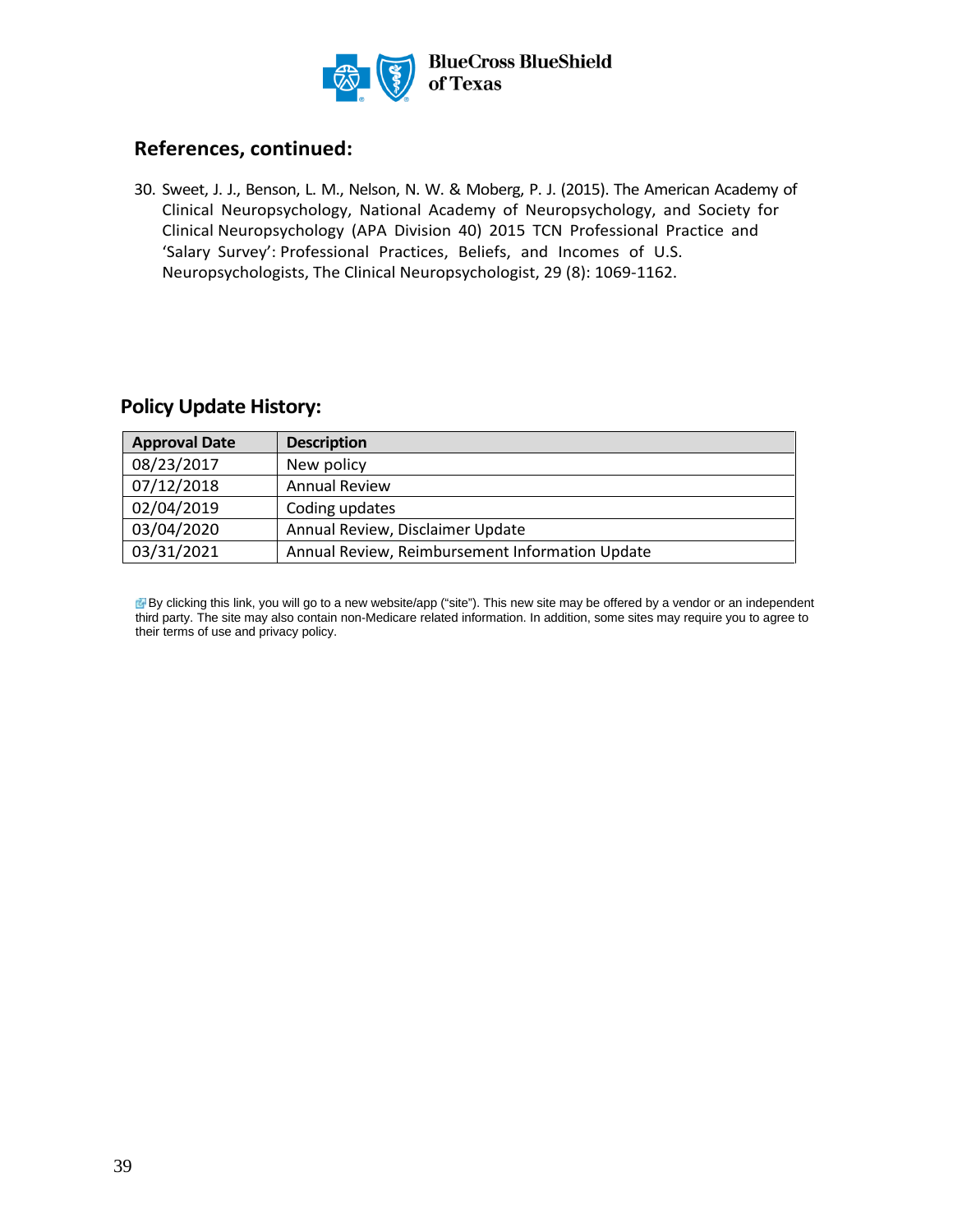## References, continued:

30. Sweet, J. J., Benson, L. M., Nelson, N. W. & Moberg, P. J. (2015). The American Academy of Clinical Neuropsychology, National Academy of Neuropsychology, and Society for Clinical Neuropsychology (APA Division 40) 2015 TCN Professional Practice and 'Salary Survey': Professional Practices, Beliefs, and Incomes of U.S. Neuropsychologists, The Clinical Neuropsychologist, 29 (8): 1069-1162.

## Policy Update History:

| Approval Date | Description |
|---|---|
| 08/23/2017 | New policy |
| 07/12/2018 | Annual Review |
| 02/04/2019 | Coding updates |
| 03/04/2020 | Annual Review, Disclaimer Update |
| 03/31/2021 | Annual Review, Reimbursement Information Update |

By clicking this link, you will go to a new website/app ("site"). This new site may be offered by a vendor or an independent third party. The site may also contain non-Medicare related information. In addition, some sites may require you to agree to their terms of use and privacy policy.